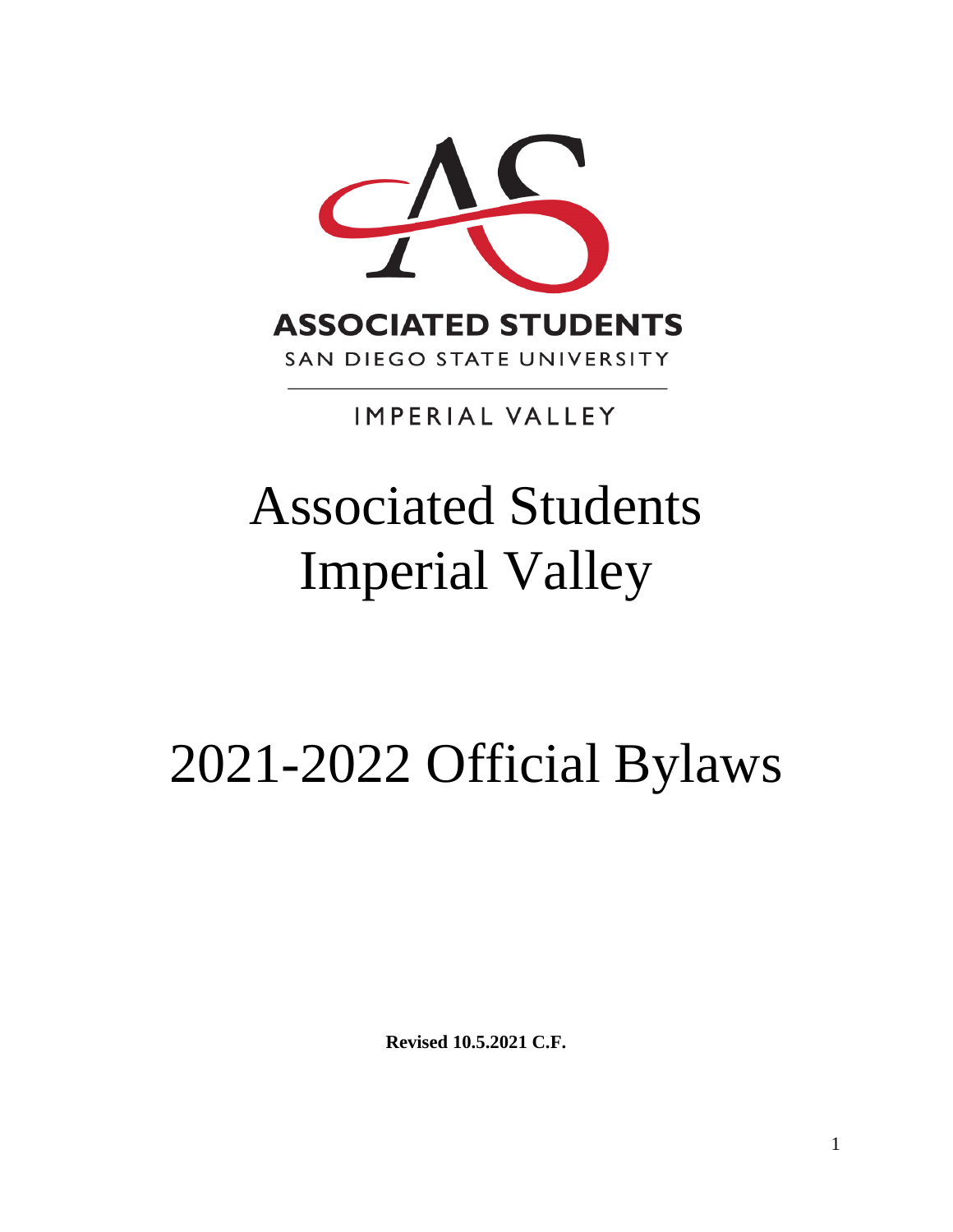ASSOCIATED STUDENTS

SAN DIEGO STATE UNIVERSITY

IMPERIAL VALLEY

# Associated Students Imperial Valley

# 2021-2022 Official Bylaws

**Revised 10.5.2021 C.F.**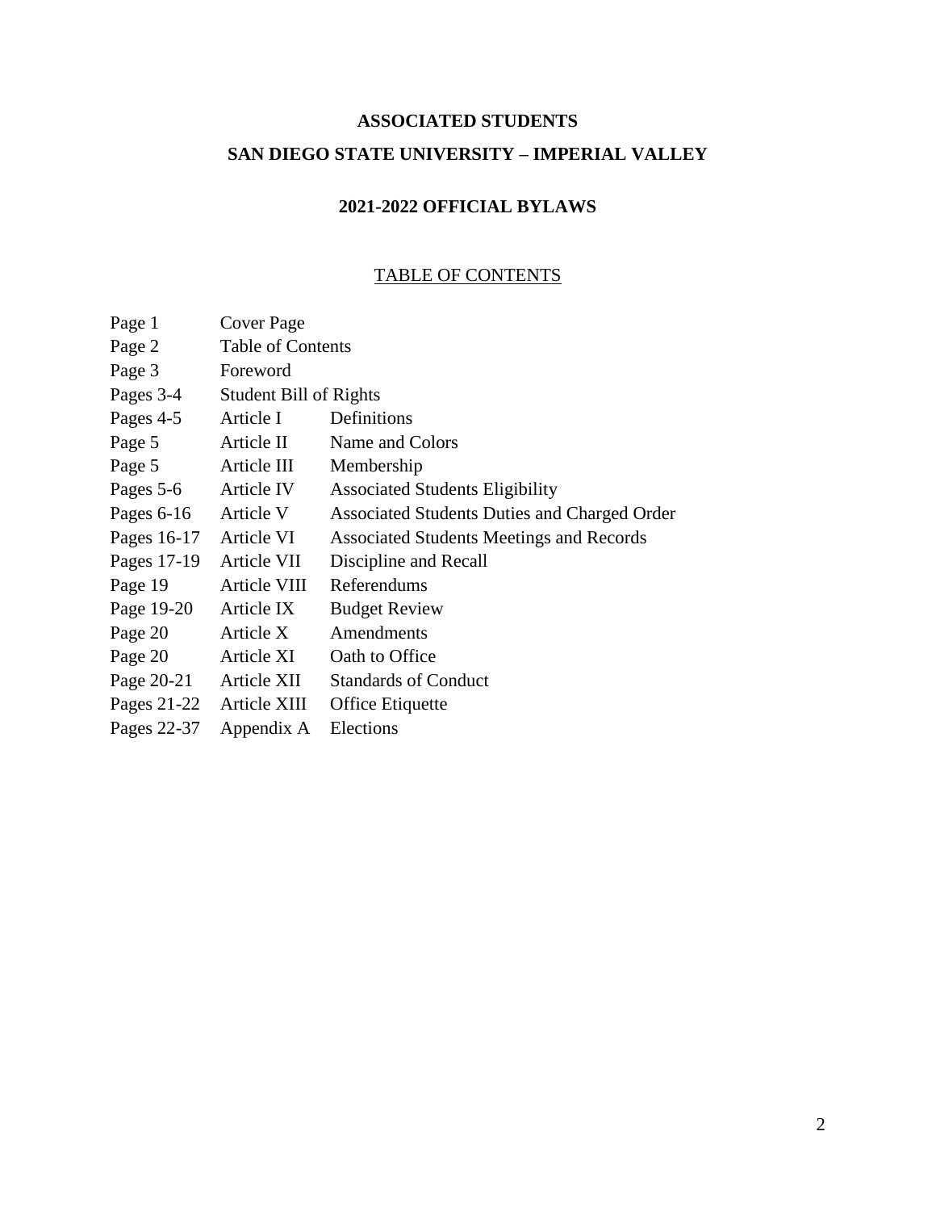**ASSOCIATED STUDENTS**

**SAN DIEGO STATE UNIVERSITY – IMPERIAL VALLEY**

**2021-2022 OFFICIAL BYLAWS**

TABLE OF CONTENTS

| | | |
|---|---|---|
| Page 1 | Cover Page | |
| Page 2 | Table of Contents | |
| Page 3 | Foreword | |
| Pages 3-4 | Student Bill of Rights | |
| Pages 4-5 | Article I | Definitions |
| Page 5 | Article II | Name and Colors |
| Page 5 | Article III | Membership |
| Pages 5-6 | Article IV | Associated Students Eligibility |
| Pages 6-16 | Article V | Associated Students Duties and Charged Order |
| Pages 16-17 | Article VI | Associated Students Meetings and Records |
| Pages 17-19 | Article VII | Discipline and Recall |
| Page 19 | Article VIII | Referendums |
| Page 19-20 | Article IX | Budget Review |
| Page 20 | Article X | Amendments |
| Page 20 | Article XI | Oath to Office |
| Page 20-21 | Article XII | Standards of Conduct |
| Pages 21-22 | Article XIII | Office Etiquette |
| Pages 22-37 | Appendix A | Elections |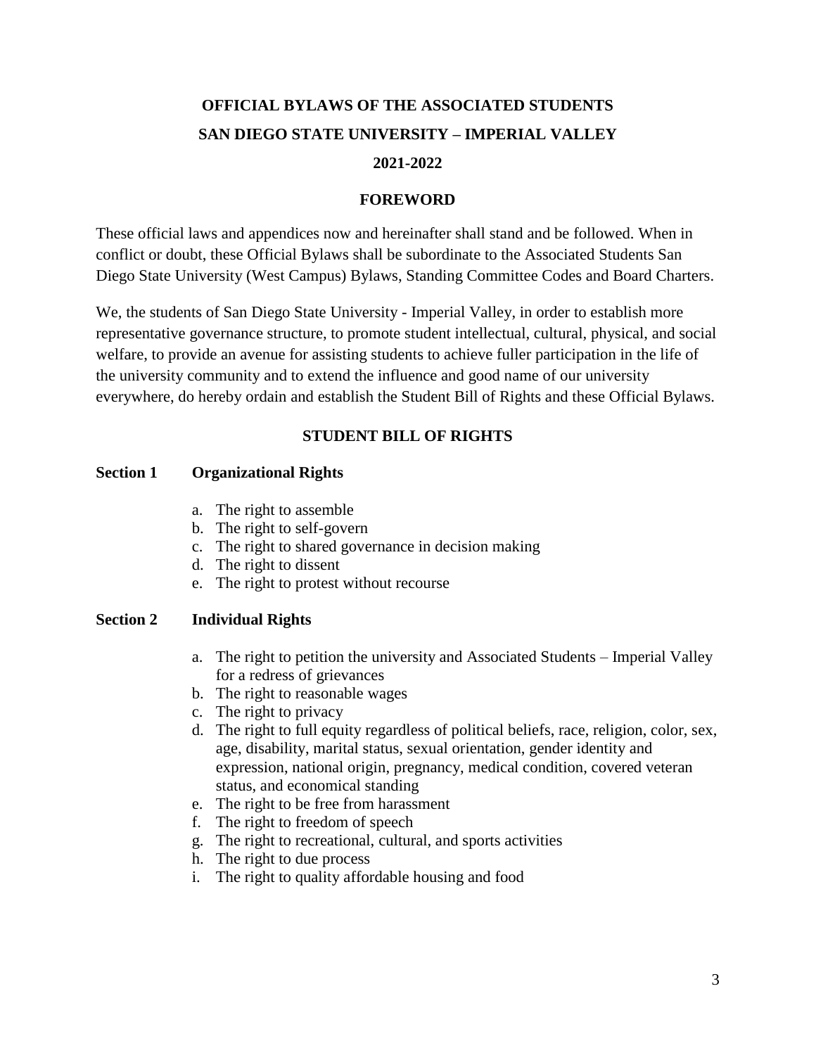# OFFICIAL BYLAWS OF THE ASSOCIATED STUDENTS
# SAN DIEGO STATE UNIVERSITY – IMPERIAL VALLEY
# 2021-2022

## FOREWORD

These official laws and appendices now and hereinafter shall stand and be followed. When in conflict or doubt, these Official Bylaws shall be subordinate to the Associated Students San Diego State University (West Campus) Bylaws, Standing Committee Codes and Board Charters.

We, the students of San Diego State University - Imperial Valley, in order to establish more representative governance structure, to promote student intellectual, cultural, physical, and social welfare, to provide an avenue for assisting students to achieve fuller participation in the life of the university community and to extend the influence and good name of our university everywhere, do hereby ordain and establish the Student Bill of Rights and these Official Bylaws.

## STUDENT BILL OF RIGHTS

### Section 1 Organizational Rights

a. The right to assemble
b. The right to self-govern
c. The right to shared governance in decision making
d. The right to dissent
e. The right to protest without recourse

### Section 2 Individual Rights

a. The right to petition the university and Associated Students – Imperial Valley for a redress of grievances
b. The right to reasonable wages
c. The right to privacy
d. The right to full equity regardless of political beliefs, race, religion, color, sex, age, disability, marital status, sexual orientation, gender identity and expression, national origin, pregnancy, medical condition, covered veteran status, and economical standing
e. The right to be free from harassment
f. The right to freedom of speech
g. The right to recreational, cultural, and sports activities
h. The right to due process
i. The right to quality affordable housing and food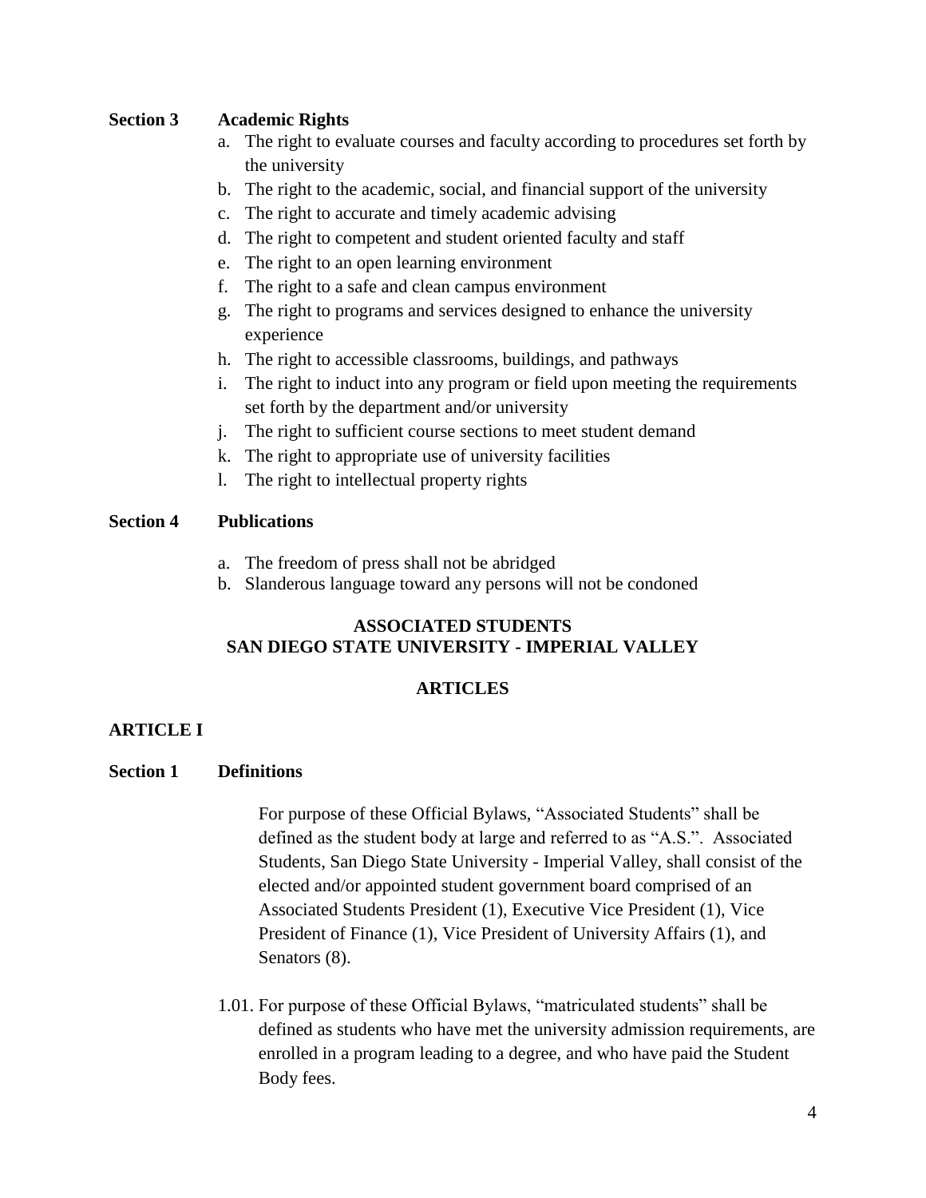**Section 3 Academic Rights**

a. The right to evaluate courses and faculty according to procedures set forth by the university
b. The right to the academic, social, and financial support of the university
c. The right to accurate and timely academic advising
d. The right to competent and student oriented faculty and staff
e. The right to an open learning environment
f. The right to a safe and clean campus environment
g. The right to programs and services designed to enhance the university experience
h. The right to accessible classrooms, buildings, and pathways
i. The right to induct into any program or field upon meeting the requirements set forth by the department and/or university
j. The right to sufficient course sections to meet student demand
k. The right to appropriate use of university facilities
l. The right to intellectual property rights

**Section 4 Publications**

a. The freedom of press shall not be abridged
b. Slanderous language toward any persons will not be condoned

## ASSOCIATED STUDENTS
## SAN DIEGO STATE UNIVERSITY - IMPERIAL VALLEY

## ARTICLES

## ARTICLE I

**Section 1 Definitions**

For purpose of these Official Bylaws, "Associated Students" shall be defined as the student body at large and referred to as "A.S.". Associated Students, San Diego State University - Imperial Valley, shall consist of the elected and/or appointed student government board comprised of an Associated Students President (1), Executive Vice President (1), Vice President of Finance (1), Vice President of University Affairs (1), and Senators (8).

1.01. For purpose of these Official Bylaws, "matriculated students" shall be defined as students who have met the university admission requirements, are enrolled in a program leading to a degree, and who have paid the Student Body fees.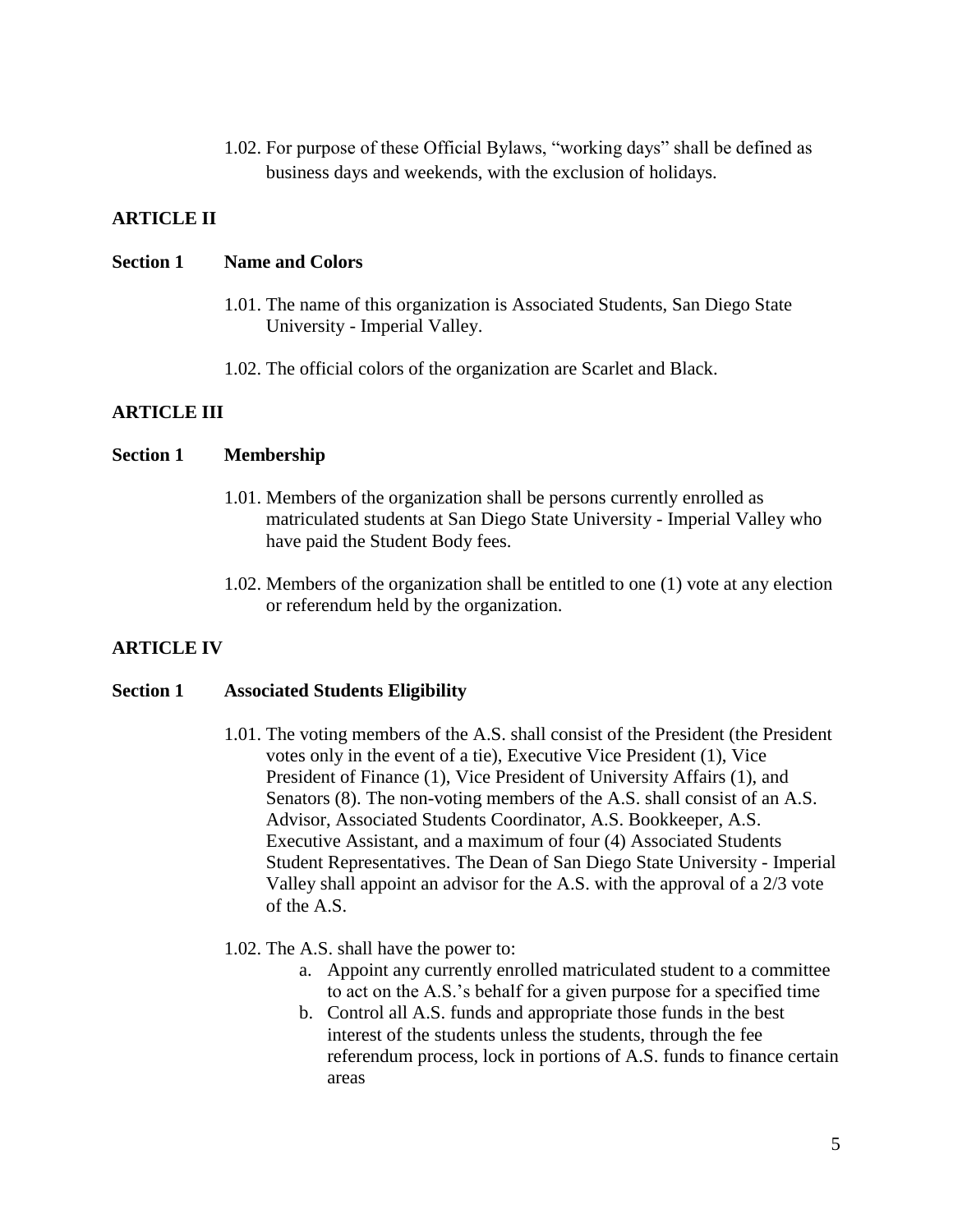1.02. For purpose of these Official Bylaws, “working days” shall be defined as business days and weekends, with the exclusion of holidays.

## ARTICLE II

### Section 1 Name and Colors

1.01. The name of this organization is Associated Students, San Diego State University - Imperial Valley.

1.02. The official colors of the organization are Scarlet and Black.

## ARTICLE III

### Section 1 Membership

1.01. Members of the organization shall be persons currently enrolled as matriculated students at San Diego State University - Imperial Valley who have paid the Student Body fees.

1.02. Members of the organization shall be entitled to one (1) vote at any election or referendum held by the organization.

## ARTICLE IV

### Section 1 Associated Students Eligibility

1.01. The voting members of the A.S. shall consist of the President (the President votes only in the event of a tie), Executive Vice President (1), Vice President of Finance (1), Vice President of University Affairs (1), and Senators (8). The non-voting members of the A.S. shall consist of an A.S. Advisor, Associated Students Coordinator, A.S. Bookkeeper, A.S. Executive Assistant, and a maximum of four (4) Associated Students Student Representatives. The Dean of San Diego State University - Imperial Valley shall appoint an advisor for the A.S. with the approval of a 2/3 vote of the A.S.

1.02. The A.S. shall have the power to:

a. Appoint any currently enrolled matriculated student to a committee to act on the A.S.’s behalf for a given purpose for a specified time
b. Control all A.S. funds and appropriate those funds in the best interest of the students unless the students, through the fee referendum process, lock in portions of A.S. funds to finance certain areas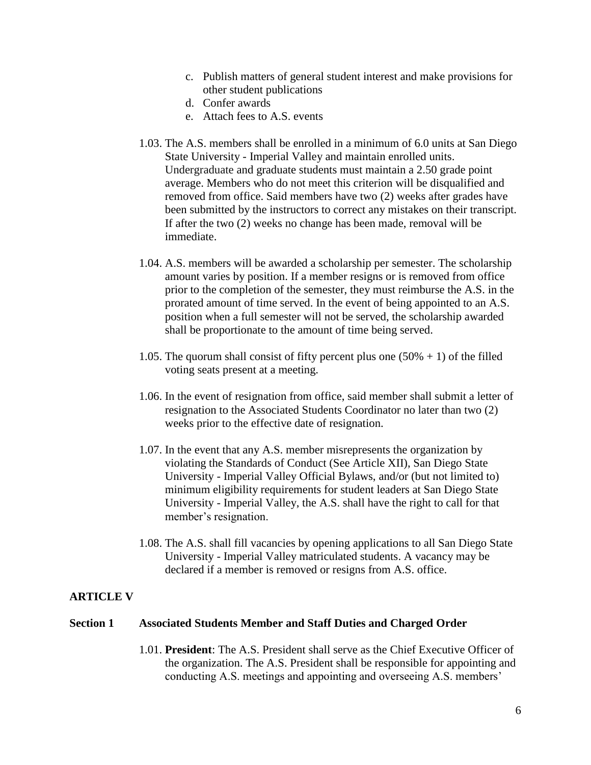c. Publish matters of general student interest and make provisions for other student publications
d. Confer awards
e. Attach fees to A.S. events

1.03. The A.S. members shall be enrolled in a minimum of 6.0 units at San Diego State University - Imperial Valley and maintain enrolled units. Undergraduate and graduate students must maintain a 2.50 grade point average. Members who do not meet this criterion will be disqualified and removed from office. Said members have two (2) weeks after grades have been submitted by the instructors to correct any mistakes on their transcript. If after the two (2) weeks no change has been made, removal will be immediate.

1.04. A.S. members will be awarded a scholarship per semester. The scholarship amount varies by position. If a member resigns or is removed from office prior to the completion of the semester, they must reimburse the A.S. in the prorated amount of time served. In the event of being appointed to an A.S. position when a full semester will not be served, the scholarship awarded shall be proportionate to the amount of time being served.

1.05. The quorum shall consist of fifty percent plus one (50% + 1) of the filled voting seats present at a meeting.

1.06. In the event of resignation from office, said member shall submit a letter of resignation to the Associated Students Coordinator no later than two (2) weeks prior to the effective date of resignation.

1.07. In the event that any A.S. member misrepresents the organization by violating the Standards of Conduct (See Article XII), San Diego State University - Imperial Valley Official Bylaws, and/or (but not limited to) minimum eligibility requirements for student leaders at San Diego State University - Imperial Valley, the A.S. shall have the right to call for that member's resignation.

1.08. The A.S. shall fill vacancies by opening applications to all San Diego State University - Imperial Valley matriculated students. A vacancy may be declared if a member is removed or resigns from A.S. office.

## ARTICLE V

### Section 1 Associated Students Member and Staff Duties and Charged Order

1.01. **President**: The A.S. President shall serve as the Chief Executive Officer of the organization. The A.S. President shall be responsible for appointing and conducting A.S. meetings and appointing and overseeing A.S. members'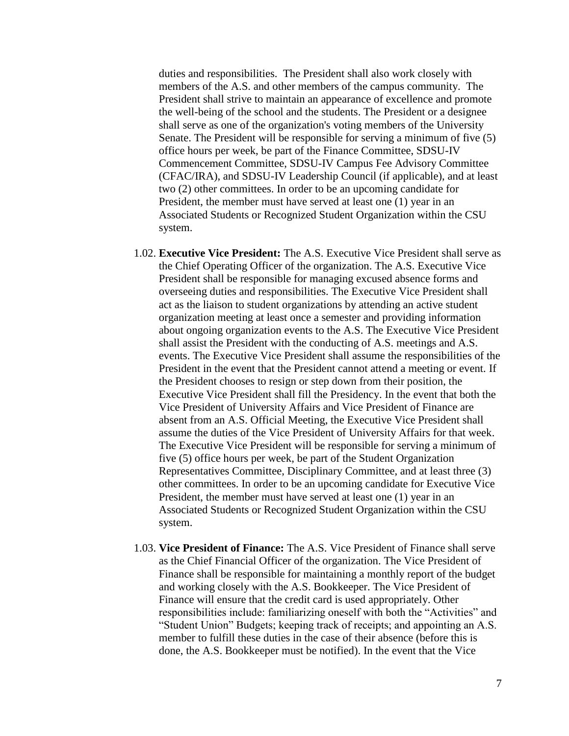duties and responsibilities. The President shall also work closely with members of the A.S. and other members of the campus community. The President shall strive to maintain an appearance of excellence and promote the well-being of the school and the students. The President or a designee shall serve as one of the organization's voting members of the University Senate. The President will be responsible for serving a minimum of five (5) office hours per week, be part of the Finance Committee, SDSU-IV Commencement Committee, SDSU-IV Campus Fee Advisory Committee (CFAC/IRA), and SDSU-IV Leadership Council (if applicable), and at least two (2) other committees. In order to be an upcoming candidate for President, the member must have served at least one (1) year in an Associated Students or Recognized Student Organization within the CSU system.

1.02. **Executive Vice President:** The A.S. Executive Vice President shall serve as the Chief Operating Officer of the organization. The A.S. Executive Vice President shall be responsible for managing excused absence forms and overseeing duties and responsibilities. The Executive Vice President shall act as the liaison to student organizations by attending an active student organization meeting at least once a semester and providing information about ongoing organization events to the A.S. The Executive Vice President shall assist the President with the conducting of A.S. meetings and A.S. events. The Executive Vice President shall assume the responsibilities of the President in the event that the President cannot attend a meeting or event. If the President chooses to resign or step down from their position, the Executive Vice President shall fill the Presidency. In the event that both the Vice President of University Affairs and Vice President of Finance are absent from an A.S. Official Meeting, the Executive Vice President shall assume the duties of the Vice President of University Affairs for that week. The Executive Vice President will be responsible for serving a minimum of five (5) office hours per week, be part of the Student Organization Representatives Committee, Disciplinary Committee, and at least three (3) other committees. In order to be an upcoming candidate for Executive Vice President, the member must have served at least one (1) year in an Associated Students or Recognized Student Organization within the CSU system.

1.03. **Vice President of Finance:** The A.S. Vice President of Finance shall serve as the Chief Financial Officer of the organization. The Vice President of Finance shall be responsible for maintaining a monthly report of the budget and working closely with the A.S. Bookkeeper. The Vice President of Finance will ensure that the credit card is used appropriately. Other responsibilities include: familiarizing oneself with both the "Activities" and "Student Union" Budgets; keeping track of receipts; and appointing an A.S. member to fulfill these duties in the case of their absence (before this is done, the A.S. Bookkeeper must be notified). In the event that the Vice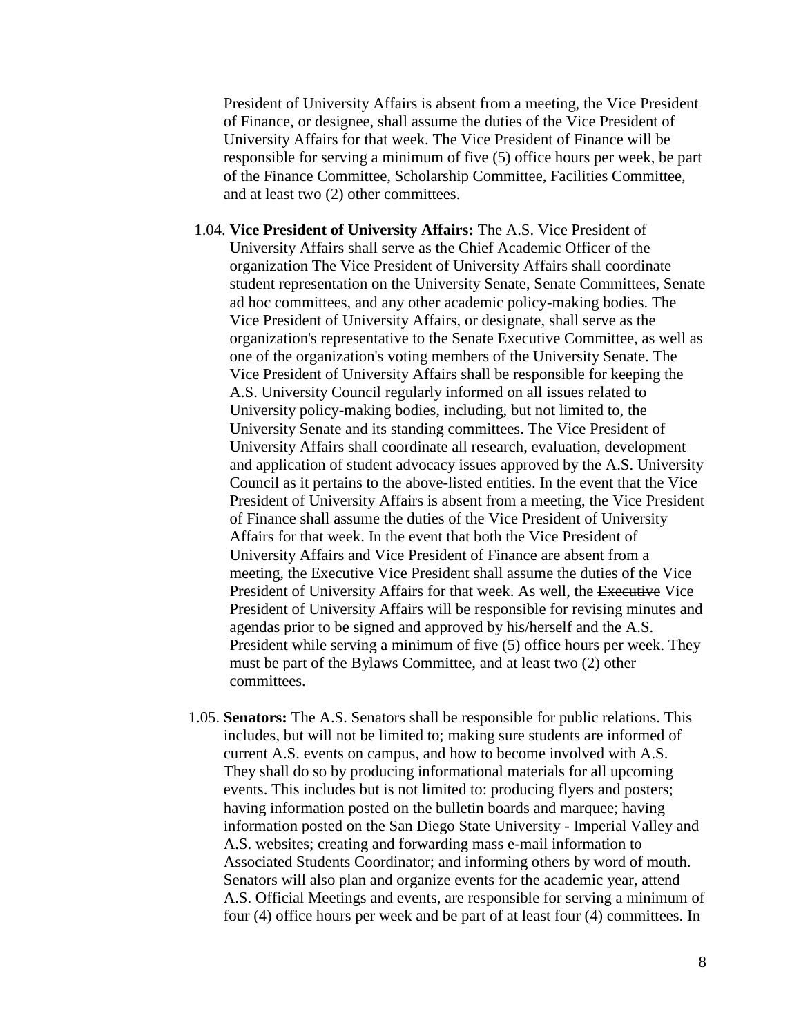President of University Affairs is absent from a meeting, the Vice President of Finance, or designee, shall assume the duties of the Vice President of University Affairs for that week. The Vice President of Finance will be responsible for serving a minimum of five (5) office hours per week, be part of the Finance Committee, Scholarship Committee, Facilities Committee, and at least two (2) other committees.

1.04. **Vice President of University Affairs:** The A.S. Vice President of University Affairs shall serve as the Chief Academic Officer of the organization The Vice President of University Affairs shall coordinate student representation on the University Senate, Senate Committees, Senate ad hoc committees, and any other academic policy-making bodies. The Vice President of University Affairs, or designate, shall serve as the organization's representative to the Senate Executive Committee, as well as one of the organization's voting members of the University Senate. The Vice President of University Affairs shall be responsible for keeping the A.S. University Council regularly informed on all issues related to University policy-making bodies, including, but not limited to, the University Senate and its standing committees. The Vice President of University Affairs shall coordinate all research, evaluation, development and application of student advocacy issues approved by the A.S. University Council as it pertains to the above-listed entities. In the event that the Vice President of University Affairs is absent from a meeting, the Vice President of Finance shall assume the duties of the Vice President of University Affairs for that week. In the event that both the Vice President of University Affairs and Vice President of Finance are absent from a meeting, the Executive Vice President shall assume the duties of the Vice President of University Affairs for that week. As well, the ~~Executive~~ Vice President of University Affairs will be responsible for revising minutes and agendas prior to be signed and approved by his/herself and the A.S. President while serving a minimum of five (5) office hours per week. They must be part of the Bylaws Committee, and at least two (2) other committees.

1.05. **Senators:** The A.S. Senators shall be responsible for public relations. This includes, but will not be limited to; making sure students are informed of current A.S. events on campus, and how to become involved with A.S. They shall do so by producing informational materials for all upcoming events. This includes but is not limited to: producing flyers and posters; having information posted on the bulletin boards and marquee; having information posted on the San Diego State University - Imperial Valley and A.S. websites; creating and forwarding mass e-mail information to Associated Students Coordinator; and informing others by word of mouth. Senators will also plan and organize events for the academic year, attend A.S. Official Meetings and events, are responsible for serving a minimum of four (4) office hours per week and be part of at least four (4) committees. In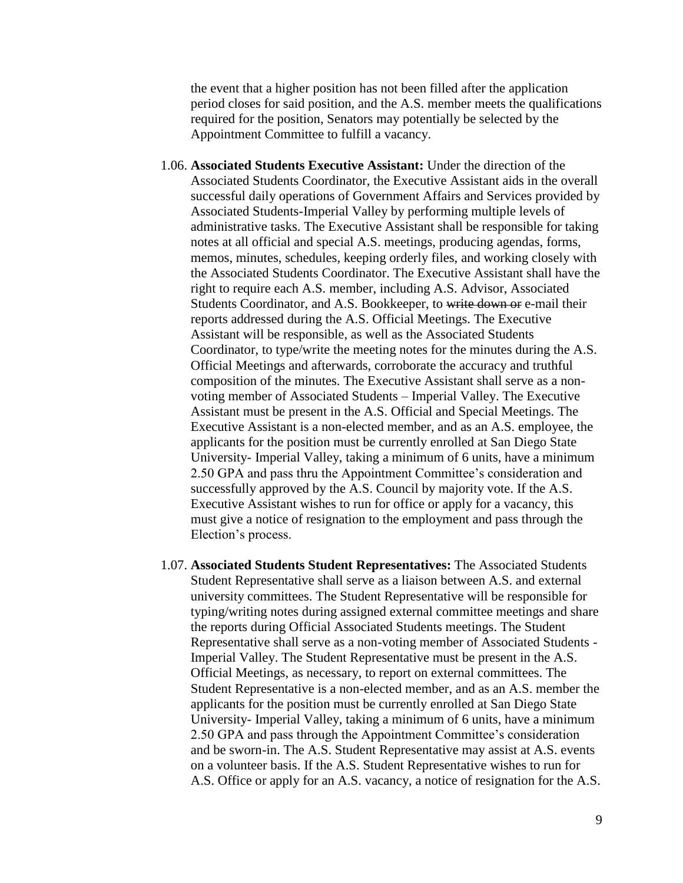the event that a higher position has not been filled after the application period closes for said position, and the A.S. member meets the qualifications required for the position, Senators may potentially be selected by the Appointment Committee to fulfill a vacancy.

1.06. **Associated Students Executive Assistant:** Under the direction of the Associated Students Coordinator, the Executive Assistant aids in the overall successful daily operations of Government Affairs and Services provided by Associated Students-Imperial Valley by performing multiple levels of administrative tasks. The Executive Assistant shall be responsible for taking notes at all official and special A.S. meetings, producing agendas, forms, memos, minutes, schedules, keeping orderly files, and working closely with the Associated Students Coordinator. The Executive Assistant shall have the right to require each A.S. member, including A.S. Advisor, Associated Students Coordinator, and A.S. Bookkeeper, to ~~write down or~~ e-mail their reports addressed during the A.S. Official Meetings. The Executive Assistant will be responsible, as well as the Associated Students Coordinator, to type/write the meeting notes for the minutes during the A.S. Official Meetings and afterwards, corroborate the accuracy and truthful composition of the minutes. The Executive Assistant shall serve as a non-voting member of Associated Students – Imperial Valley. The Executive Assistant must be present in the A.S. Official and Special Meetings. The Executive Assistant is a non-elected member, and as an A.S. employee, the applicants for the position must be currently enrolled at San Diego State University- Imperial Valley, taking a minimum of 6 units, have a minimum 2.50 GPA and pass thru the Appointment Committee's consideration and successfully approved by the A.S. Council by majority vote. If the A.S. Executive Assistant wishes to run for office or apply for a vacancy, this must give a notice of resignation to the employment and pass through the Election's process.

1.07. **Associated Students Student Representatives:** The Associated Students Student Representative shall serve as a liaison between A.S. and external university committees. The Student Representative will be responsible for typing/writing notes during assigned external committee meetings and share the reports during Official Associated Students meetings. The Student Representative shall serve as a non-voting member of Associated Students - Imperial Valley. The Student Representative must be present in the A.S. Official Meetings, as necessary, to report on external committees. The Student Representative is a non-elected member, and as an A.S. member the applicants for the position must be currently enrolled at San Diego State University- Imperial Valley, taking a minimum of 6 units, have a minimum 2.50 GPA and pass through the Appointment Committee's consideration and be sworn-in. The A.S. Student Representative may assist at A.S. events on a volunteer basis. If the A.S. Student Representative wishes to run for A.S. Office or apply for an A.S. vacancy, a notice of resignation for the A.S.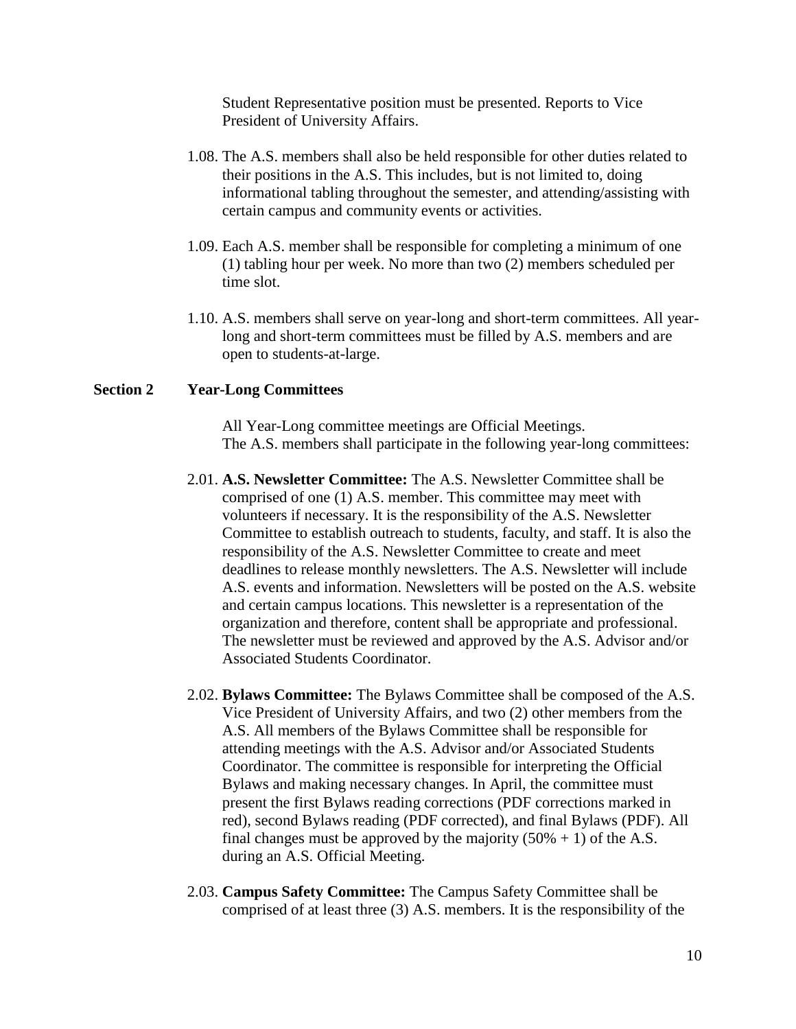Student Representative position must be presented. Reports to Vice President of University Affairs.

1.08. The A.S. members shall also be held responsible for other duties related to their positions in the A.S. This includes, but is not limited to, doing informational tabling throughout the semester, and attending/assisting with certain campus and community events or activities.

1.09. Each A.S. member shall be responsible for completing a minimum of one (1) tabling hour per week. No more than two (2) members scheduled per time slot.

1.10. A.S. members shall serve on year-long and short-term committees. All year-long and short-term committees must be filled by A.S. members and are open to students-at-large.

**Section 2 Year-Long Committees**

All Year-Long committee meetings are Official Meetings.
The A.S. members shall participate in the following year-long committees:

2.01. **A.S. Newsletter Committee:** The A.S. Newsletter Committee shall be comprised of one (1) A.S. member. This committee may meet with volunteers if necessary. It is the responsibility of the A.S. Newsletter Committee to establish outreach to students, faculty, and staff. It is also the responsibility of the A.S. Newsletter Committee to create and meet deadlines to release monthly newsletters. The A.S. Newsletter will include A.S. events and information. Newsletters will be posted on the A.S. website and certain campus locations. This newsletter is a representation of the organization and therefore, content shall be appropriate and professional. The newsletter must be reviewed and approved by the A.S. Advisor and/or Associated Students Coordinator.

2.02. **Bylaws Committee:** The Bylaws Committee shall be composed of the A.S. Vice President of University Affairs, and two (2) other members from the A.S. All members of the Bylaws Committee shall be responsible for attending meetings with the A.S. Advisor and/or Associated Students Coordinator. The committee is responsible for interpreting the Official Bylaws and making necessary changes. In April, the committee must present the first Bylaws reading corrections (PDF corrections marked in red), second Bylaws reading (PDF corrected), and final Bylaws (PDF). All final changes must be approved by the majority (50% + 1) of the A.S. during an A.S. Official Meeting.

2.03. **Campus Safety Committee:** The Campus Safety Committee shall be comprised of at least three (3) A.S. members. It is the responsibility of the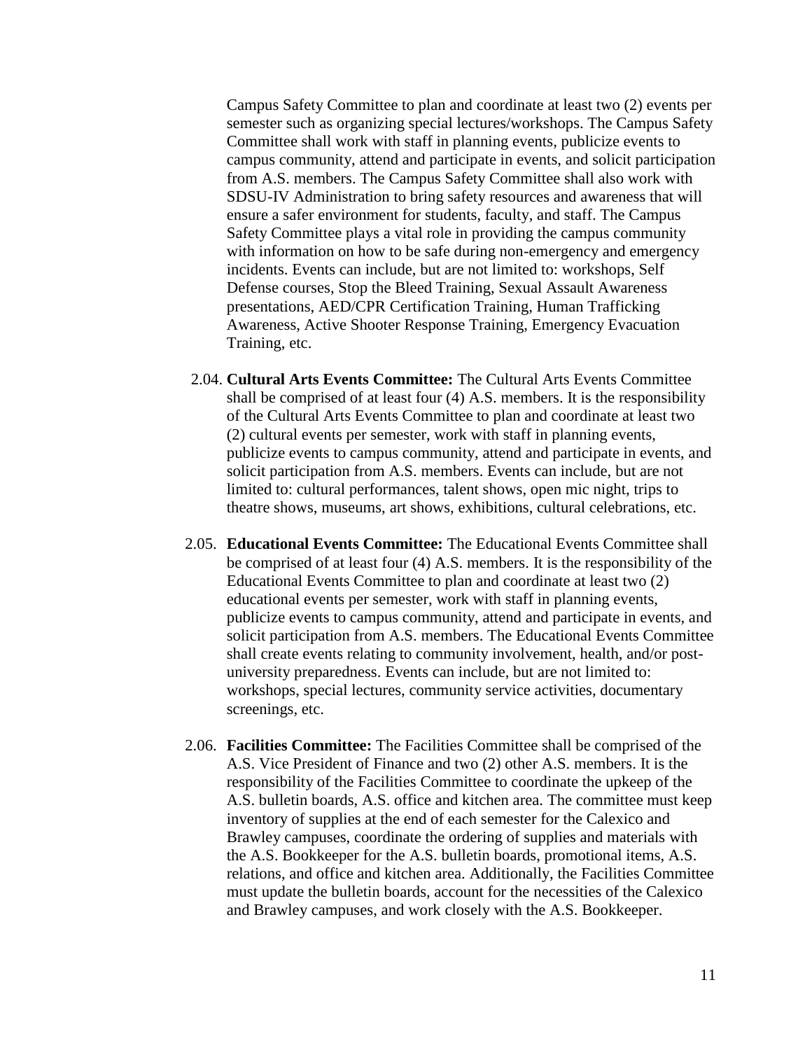Campus Safety Committee to plan and coordinate at least two (2) events per semester such as organizing special lectures/workshops. The Campus Safety Committee shall work with staff in planning events, publicize events to campus community, attend and participate in events, and solicit participation from A.S. members. The Campus Safety Committee shall also work with SDSU-IV Administration to bring safety resources and awareness that will ensure a safer environment for students, faculty, and staff. The Campus Safety Committee plays a vital role in providing the campus community with information on how to be safe during non-emergency and emergency incidents. Events can include, but are not limited to: workshops, Self Defense courses, Stop the Bleed Training, Sexual Assault Awareness presentations, AED/CPR Certification Training, Human Trafficking Awareness, Active Shooter Response Training, Emergency Evacuation Training, etc.

2.04. **Cultural Arts Events Committee:** The Cultural Arts Events Committee shall be comprised of at least four (4) A.S. members. It is the responsibility of the Cultural Arts Events Committee to plan and coordinate at least two (2) cultural events per semester, work with staff in planning events, publicize events to campus community, attend and participate in events, and solicit participation from A.S. members. Events can include, but are not limited to: cultural performances, talent shows, open mic night, trips to theatre shows, museums, art shows, exhibitions, cultural celebrations, etc.

2.05. **Educational Events Committee:** The Educational Events Committee shall be comprised of at least four (4) A.S. members. It is the responsibility of the Educational Events Committee to plan and coordinate at least two (2) educational events per semester, work with staff in planning events, publicize events to campus community, attend and participate in events, and solicit participation from A.S. members. The Educational Events Committee shall create events relating to community involvement, health, and/or post-university preparedness. Events can include, but are not limited to: workshops, special lectures, community service activities, documentary screenings, etc.

2.06. **Facilities Committee:** The Facilities Committee shall be comprised of the A.S. Vice President of Finance and two (2) other A.S. members. It is the responsibility of the Facilities Committee to coordinate the upkeep of the A.S. bulletin boards, A.S. office and kitchen area. The committee must keep inventory of supplies at the end of each semester for the Calexico and Brawley campuses, coordinate the ordering of supplies and materials with the A.S. Bookkeeper for the A.S. bulletin boards, promotional items, A.S. relations, and office and kitchen area. Additionally, the Facilities Committee must update the bulletin boards, account for the necessities of the Calexico and Brawley campuses, and work closely with the A.S. Bookkeeper.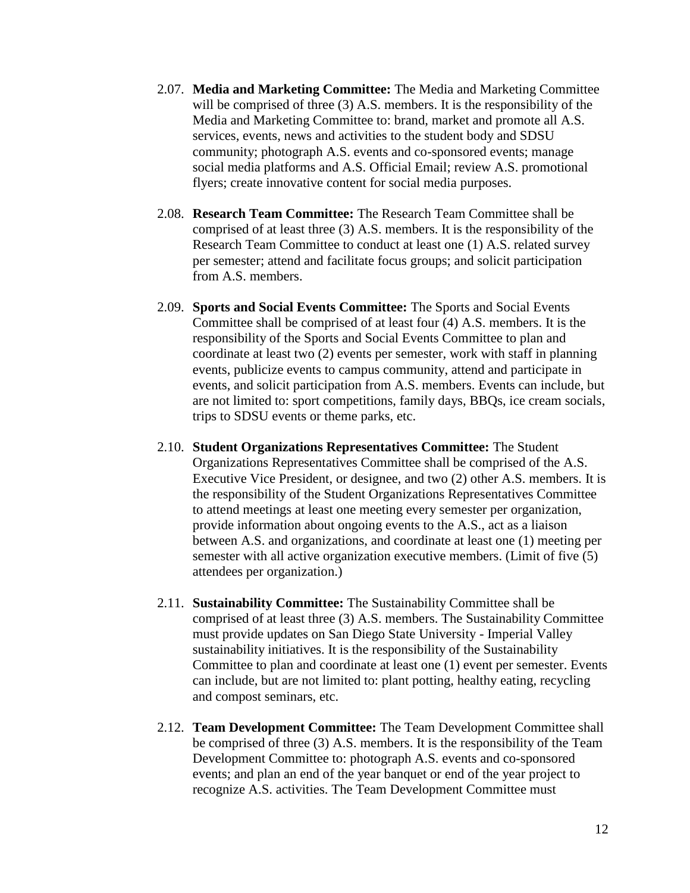2.07. **Media and Marketing Committee:** The Media and Marketing Committee will be comprised of three (3) A.S. members. It is the responsibility of the Media and Marketing Committee to: brand, market and promote all A.S. services, events, news and activities to the student body and SDSU community; photograph A.S. events and co-sponsored events; manage social media platforms and A.S. Official Email; review A.S. promotional flyers; create innovative content for social media purposes.

2.08. **Research Team Committee:** The Research Team Committee shall be comprised of at least three (3) A.S. members. It is the responsibility of the Research Team Committee to conduct at least one (1) A.S. related survey per semester; attend and facilitate focus groups; and solicit participation from A.S. members.

2.09. **Sports and Social Events Committee:** The Sports and Social Events Committee shall be comprised of at least four (4) A.S. members. It is the responsibility of the Sports and Social Events Committee to plan and coordinate at least two (2) events per semester, work with staff in planning events, publicize events to campus community, attend and participate in events, and solicit participation from A.S. members. Events can include, but are not limited to: sport competitions, family days, BBQs, ice cream socials, trips to SDSU events or theme parks, etc.

2.10. **Student Organizations Representatives Committee:** The Student Organizations Representatives Committee shall be comprised of the A.S. Executive Vice President, or designee, and two (2) other A.S. members. It is the responsibility of the Student Organizations Representatives Committee to attend meetings at least one meeting every semester per organization, provide information about ongoing events to the A.S., act as a liaison between A.S. and organizations, and coordinate at least one (1) meeting per semester with all active organization executive members. (Limit of five (5) attendees per organization.)

2.11. **Sustainability Committee:** The Sustainability Committee shall be comprised of at least three (3) A.S. members. The Sustainability Committee must provide updates on San Diego State University - Imperial Valley sustainability initiatives. It is the responsibility of the Sustainability Committee to plan and coordinate at least one (1) event per semester. Events can include, but are not limited to: plant potting, healthy eating, recycling and compost seminars, etc.

2.12. **Team Development Committee:** The Team Development Committee shall be comprised of three (3) A.S. members. It is the responsibility of the Team Development Committee to: photograph A.S. events and co-sponsored events; and plan an end of the year banquet or end of the year project to recognize A.S. activities. The Team Development Committee must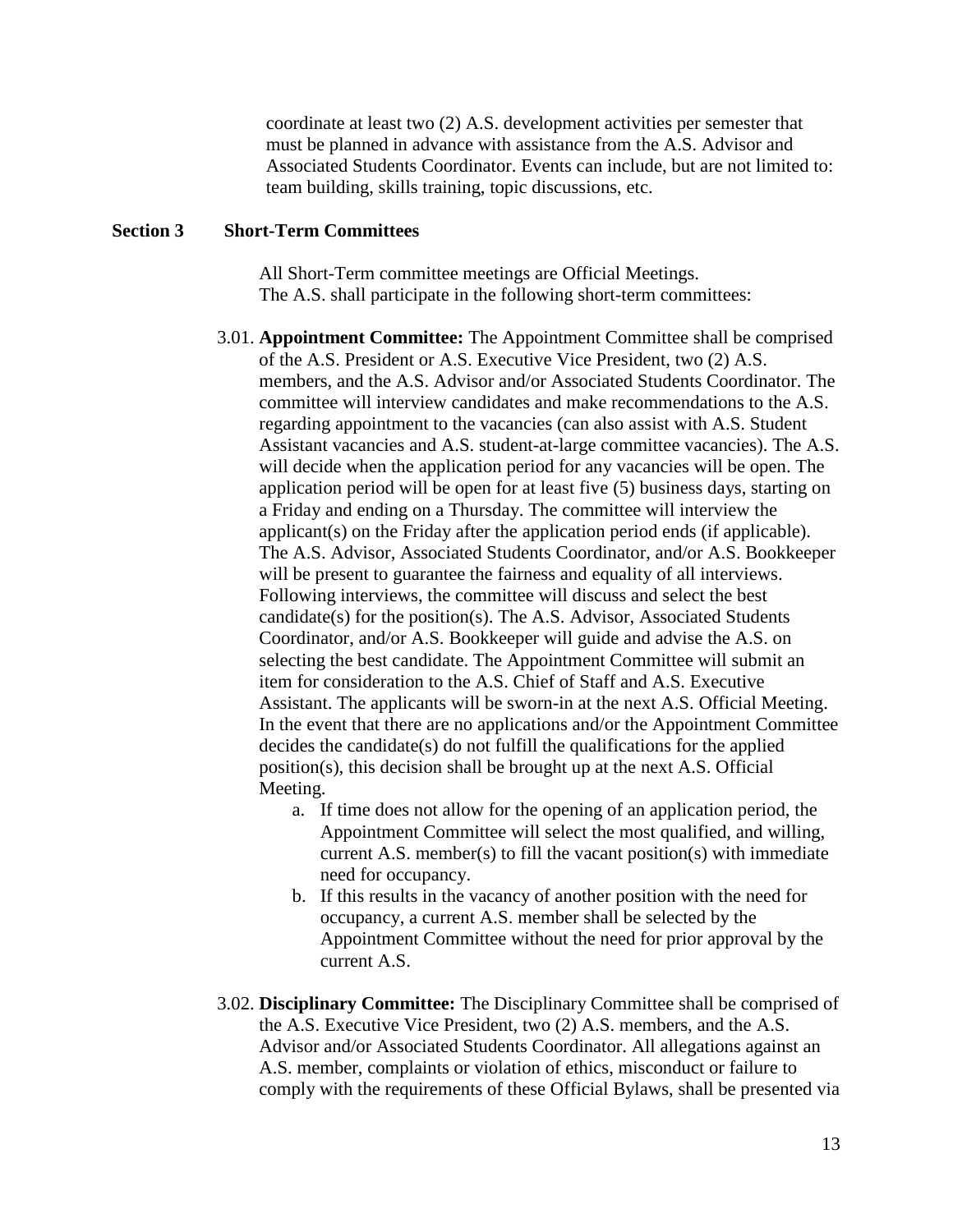coordinate at least two (2) A.S. development activities per semester that must be planned in advance with assistance from the A.S. Advisor and Associated Students Coordinator. Events can include, but are not limited to: team building, skills training, topic discussions, etc.

## Section 3 Short-Term Committees

All Short-Term committee meetings are Official Meetings.
The A.S. shall participate in the following short-term committees:

3.01. **Appointment Committee:** The Appointment Committee shall be comprised of the A.S. President or A.S. Executive Vice President, two (2) A.S. members, and the A.S. Advisor and/or Associated Students Coordinator. The committee will interview candidates and make recommendations to the A.S. regarding appointment to the vacancies (can also assist with A.S. Student Assistant vacancies and A.S. student-at-large committee vacancies). The A.S. will decide when the application period for any vacancies will be open. The application period will be open for at least five (5) business days, starting on a Friday and ending on a Thursday. The committee will interview the applicant(s) on the Friday after the application period ends (if applicable). The A.S. Advisor, Associated Students Coordinator, and/or A.S. Bookkeeper will be present to guarantee the fairness and equality of all interviews. Following interviews, the committee will discuss and select the best candidate(s) for the position(s). The A.S. Advisor, Associated Students Coordinator, and/or A.S. Bookkeeper will guide and advise the A.S. on selecting the best candidate. The Appointment Committee will submit an item for consideration to the A.S. Chief of Staff and A.S. Executive Assistant. The applicants will be sworn-in at the next A.S. Official Meeting. In the event that there are no applications and/or the Appointment Committee decides the candidate(s) do not fulfill the qualifications for the applied position(s), this decision shall be brought up at the next A.S. Official Meeting.

a. If time does not allow for the opening of an application period, the Appointment Committee will select the most qualified, and willing, current A.S. member(s) to fill the vacant position(s) with immediate need for occupancy.
b. If this results in the vacancy of another position with the need for occupancy, a current A.S. member shall be selected by the Appointment Committee without the need for prior approval by the current A.S.

3.02. **Disciplinary Committee:** The Disciplinary Committee shall be comprised of the A.S. Executive Vice President, two (2) A.S. members, and the A.S. Advisor and/or Associated Students Coordinator. All allegations against an A.S. member, complaints or violation of ethics, misconduct or failure to comply with the requirements of these Official Bylaws, shall be presented via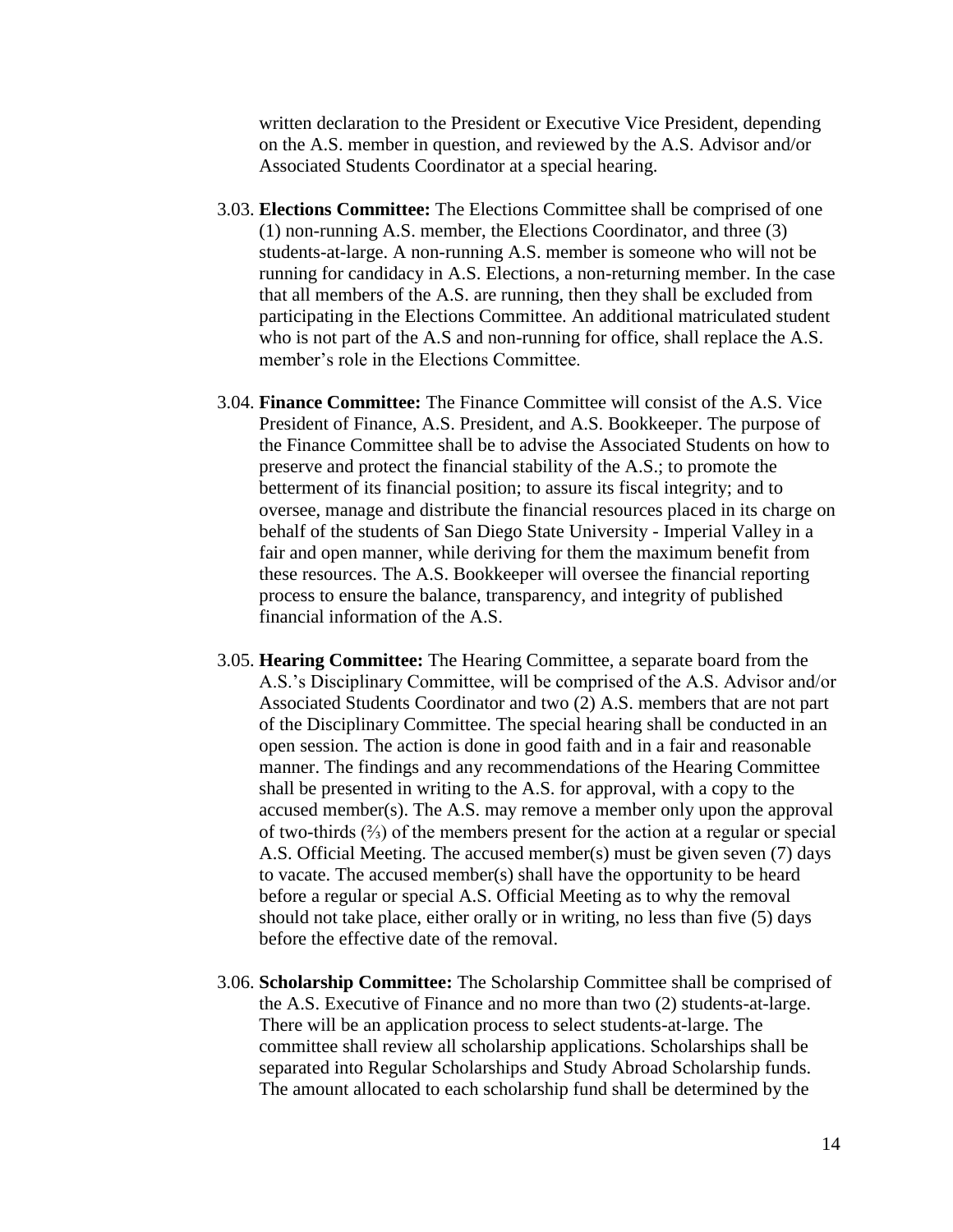written declaration to the President or Executive Vice President, depending on the A.S. member in question, and reviewed by the A.S. Advisor and/or Associated Students Coordinator at a special hearing.

3.03. **Elections Committee:** The Elections Committee shall be comprised of one (1) non-running A.S. member, the Elections Coordinator, and three (3) students-at-large. A non-running A.S. member is someone who will not be running for candidacy in A.S. Elections, a non-returning member. In the case that all members of the A.S. are running, then they shall be excluded from participating in the Elections Committee. An additional matriculated student who is not part of the A.S and non-running for office, shall replace the A.S. member's role in the Elections Committee.

3.04. **Finance Committee:** The Finance Committee will consist of the A.S. Vice President of Finance, A.S. President, and A.S. Bookkeeper. The purpose of the Finance Committee shall be to advise the Associated Students on how to preserve and protect the financial stability of the A.S.; to promote the betterment of its financial position; to assure its fiscal integrity; and to oversee, manage and distribute the financial resources placed in its charge on behalf of the students of San Diego State University - Imperial Valley in a fair and open manner, while deriving for them the maximum benefit from these resources. The A.S. Bookkeeper will oversee the financial reporting process to ensure the balance, transparency, and integrity of published financial information of the A.S.

3.05. **Hearing Committee:** The Hearing Committee, a separate board from the A.S.'s Disciplinary Committee, will be comprised of the A.S. Advisor and/or Associated Students Coordinator and two (2) A.S. members that are not part of the Disciplinary Committee. The special hearing shall be conducted in an open session. The action is done in good faith and in a fair and reasonable manner. The findings and any recommendations of the Hearing Committee shall be presented in writing to the A.S. for approval, with a copy to the accused member(s). The A.S. may remove a member only upon the approval of two-thirds (⅔) of the members present for the action at a regular or special A.S. Official Meeting. The accused member(s) must be given seven (7) days to vacate. The accused member(s) shall have the opportunity to be heard before a regular or special A.S. Official Meeting as to why the removal should not take place, either orally or in writing, no less than five (5) days before the effective date of the removal.

3.06. **Scholarship Committee:** The Scholarship Committee shall be comprised of the A.S. Executive of Finance and no more than two (2) students-at-large. There will be an application process to select students-at-large. The committee shall review all scholarship applications. Scholarships shall be separated into Regular Scholarships and Study Abroad Scholarship funds. The amount allocated to each scholarship fund shall be determined by the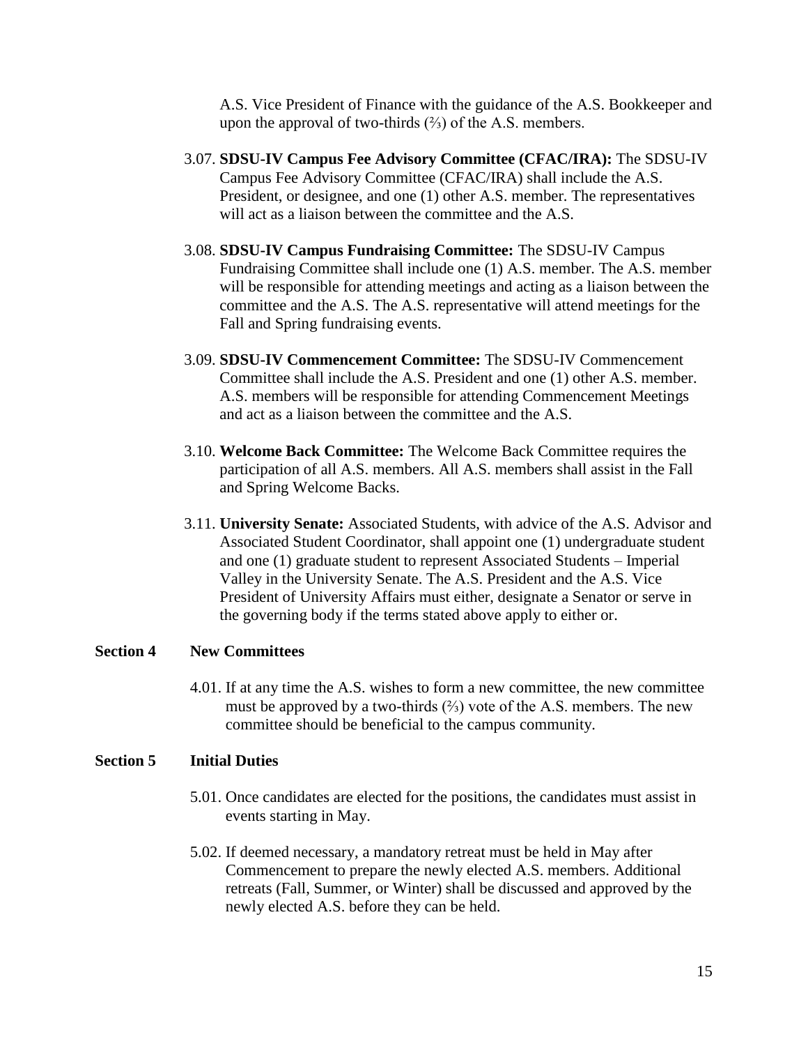A.S. Vice President of Finance with the guidance of the A.S. Bookkeeper and upon the approval of two-thirds (⅔) of the A.S. members.

3.07. **SDSU-IV Campus Fee Advisory Committee (CFAC/IRA):** The SDSU-IV Campus Fee Advisory Committee (CFAC/IRA) shall include the A.S. President, or designee, and one (1) other A.S. member. The representatives will act as a liaison between the committee and the A.S.

3.08. **SDSU-IV Campus Fundraising Committee:** The SDSU-IV Campus Fundraising Committee shall include one (1) A.S. member. The A.S. member will be responsible for attending meetings and acting as a liaison between the committee and the A.S. The A.S. representative will attend meetings for the Fall and Spring fundraising events.

3.09. **SDSU-IV Commencement Committee:** The SDSU-IV Commencement Committee shall include the A.S. President and one (1) other A.S. member. A.S. members will be responsible for attending Commencement Meetings and act as a liaison between the committee and the A.S.

3.10. **Welcome Back Committee:** The Welcome Back Committee requires the participation of all A.S. members. All A.S. members shall assist in the Fall and Spring Welcome Backs.

3.11. **University Senate:** Associated Students, with advice of the A.S. Advisor and Associated Student Coordinator, shall appoint one (1) undergraduate student and one (1) graduate student to represent Associated Students – Imperial Valley in the University Senate. The A.S. President and the A.S. Vice President of University Affairs must either, designate a Senator or serve in the governing body if the terms stated above apply to either or.

**Section 4 New Committees**

4.01. If at any time the A.S. wishes to form a new committee, the new committee must be approved by a two-thirds (⅔) vote of the A.S. members. The new committee should be beneficial to the campus community.

**Section 5 Initial Duties**

5.01. Once candidates are elected for the positions, the candidates must assist in events starting in May.

5.02. If deemed necessary, a mandatory retreat must be held in May after Commencement to prepare the newly elected A.S. members. Additional retreats (Fall, Summer, or Winter) shall be discussed and approved by the newly elected A.S. before they can be held.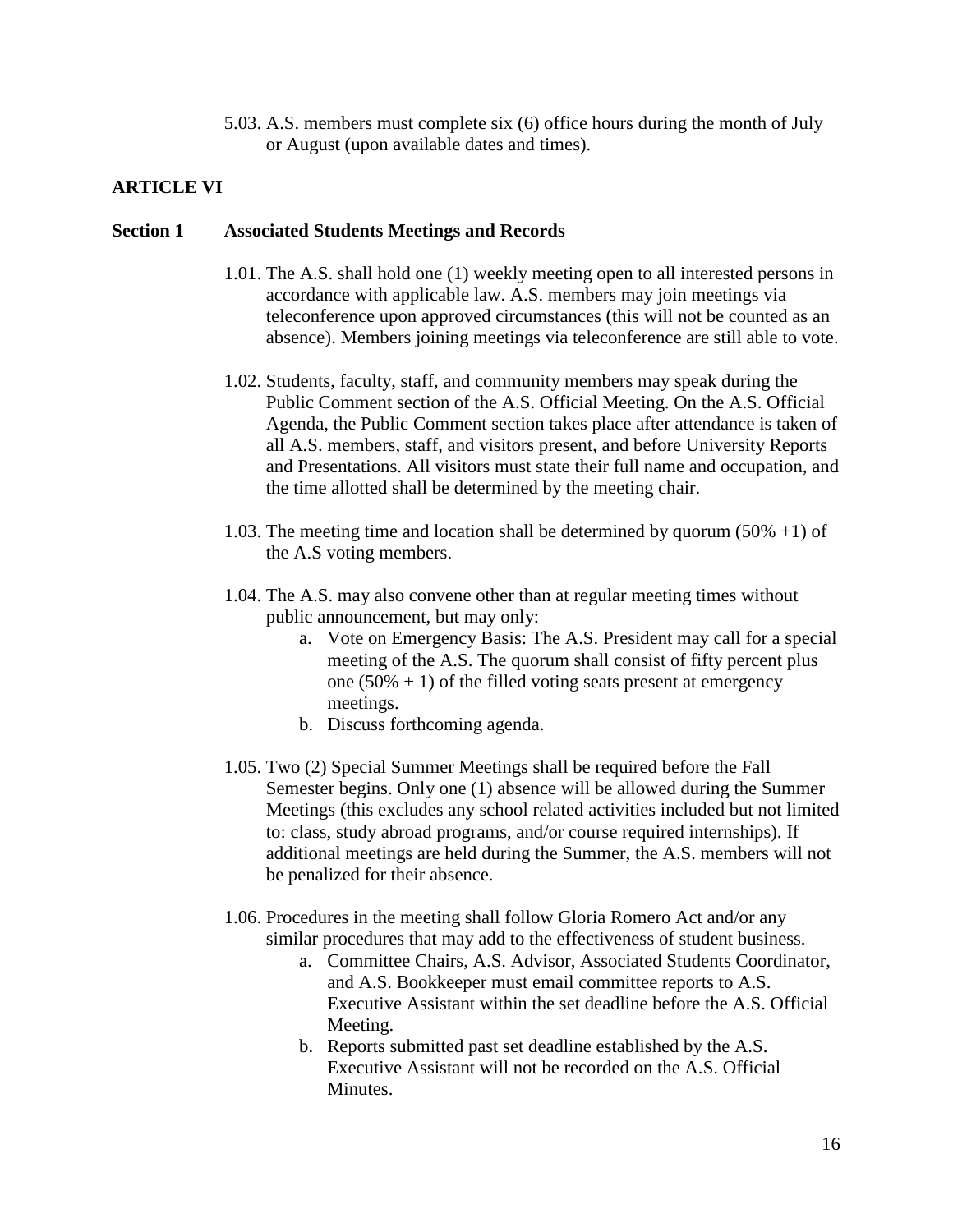5.03. A.S. members must complete six (6) office hours during the month of July or August (upon available dates and times).

## ARTICLE VI

### Section 1 Associated Students Meetings and Records

1.01. The A.S. shall hold one (1) weekly meeting open to all interested persons in accordance with applicable law. A.S. members may join meetings via teleconference upon approved circumstances (this will not be counted as an absence). Members joining meetings via teleconference are still able to vote.

1.02. Students, faculty, staff, and community members may speak during the Public Comment section of the A.S. Official Meeting. On the A.S. Official Agenda, the Public Comment section takes place after attendance is taken of all A.S. members, staff, and visitors present, and before University Reports and Presentations. All visitors must state their full name and occupation, and the time allotted shall be determined by the meeting chair.

1.03. The meeting time and location shall be determined by quorum (50% +1) of the A.S voting members.

1.04. The A.S. may also convene other than at regular meeting times without public announcement, but may only:

a. Vote on Emergency Basis: The A.S. President may call for a special meeting of the A.S. The quorum shall consist of fifty percent plus one (50% + 1) of the filled voting seats present at emergency meetings.
b. Discuss forthcoming agenda.

1.05. Two (2) Special Summer Meetings shall be required before the Fall Semester begins. Only one (1) absence will be allowed during the Summer Meetings (this excludes any school related activities included but not limited to: class, study abroad programs, and/or course required internships). If additional meetings are held during the Summer, the A.S. members will not be penalized for their absence.

1.06. Procedures in the meeting shall follow Gloria Romero Act and/or any similar procedures that may add to the effectiveness of student business.

a. Committee Chairs, A.S. Advisor, Associated Students Coordinator, and A.S. Bookkeeper must email committee reports to A.S. Executive Assistant within the set deadline before the A.S. Official Meeting.
b. Reports submitted past set deadline established by the A.S. Executive Assistant will not be recorded on the A.S. Official Minutes.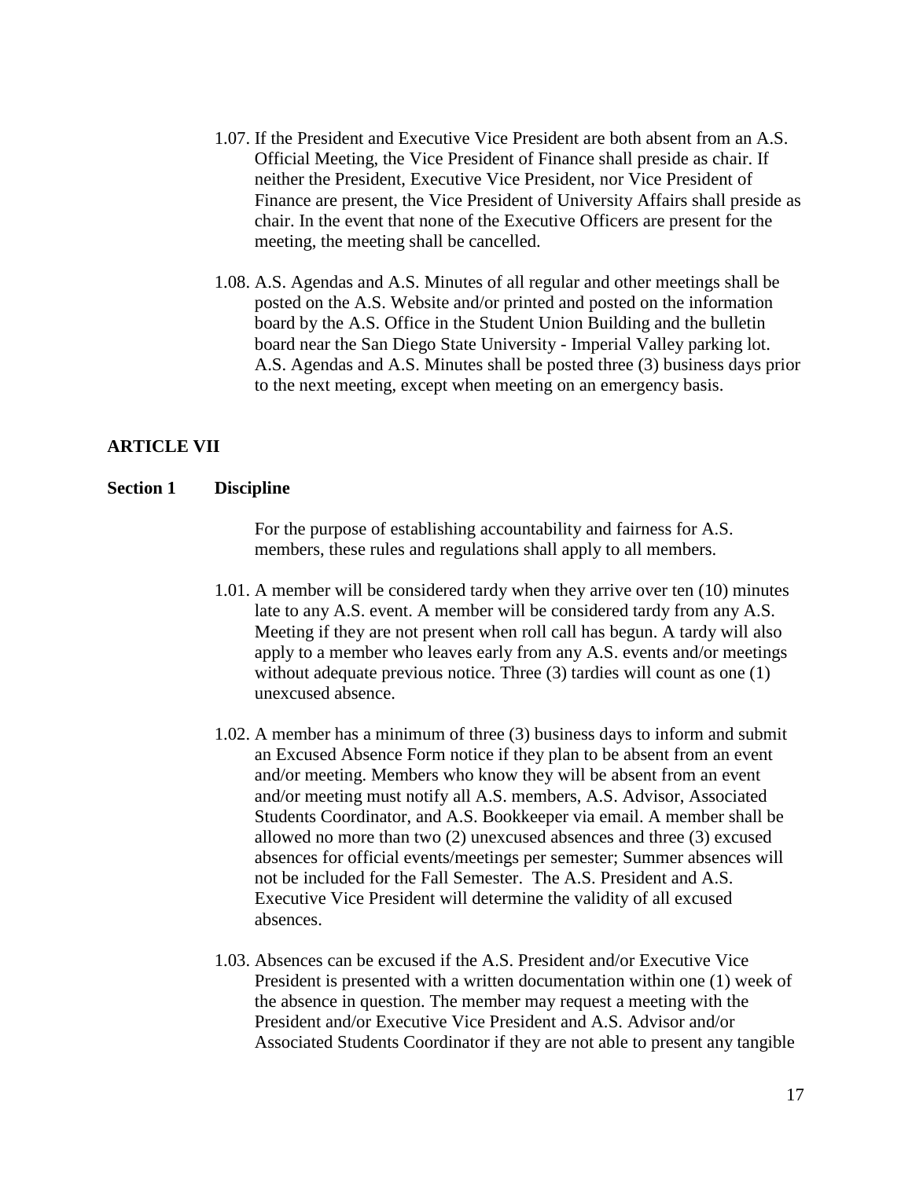1.07. If the President and Executive Vice President are both absent from an A.S. Official Meeting, the Vice President of Finance shall preside as chair. If neither the President, Executive Vice President, nor Vice President of Finance are present, the Vice President of University Affairs shall preside as chair. In the event that none of the Executive Officers are present for the meeting, the meeting shall be cancelled.

1.08. A.S. Agendas and A.S. Minutes of all regular and other meetings shall be posted on the A.S. Website and/or printed and posted on the information board by the A.S. Office in the Student Union Building and the bulletin board near the San Diego State University - Imperial Valley parking lot. A.S. Agendas and A.S. Minutes shall be posted three (3) business days prior to the next meeting, except when meeting on an emergency basis.

## ARTICLE VII

### Section 1 Discipline

For the purpose of establishing accountability and fairness for A.S. members, these rules and regulations shall apply to all members.

1.01. A member will be considered tardy when they arrive over ten (10) minutes late to any A.S. event. A member will be considered tardy from any A.S. Meeting if they are not present when roll call has begun. A tardy will also apply to a member who leaves early from any A.S. events and/or meetings without adequate previous notice. Three (3) tardies will count as one (1) unexcused absence.

1.02. A member has a minimum of three (3) business days to inform and submit an Excused Absence Form notice if they plan to be absent from an event and/or meeting. Members who know they will be absent from an event and/or meeting must notify all A.S. members, A.S. Advisor, Associated Students Coordinator, and A.S. Bookkeeper via email. A member shall be allowed no more than two (2) unexcused absences and three (3) excused absences for official events/meetings per semester; Summer absences will not be included for the Fall Semester. The A.S. President and A.S. Executive Vice President will determine the validity of all excused absences.

1.03. Absences can be excused if the A.S. President and/or Executive Vice President is presented with a written documentation within one (1) week of the absence in question. The member may request a meeting with the President and/or Executive Vice President and A.S. Advisor and/or Associated Students Coordinator if they are not able to present any tangible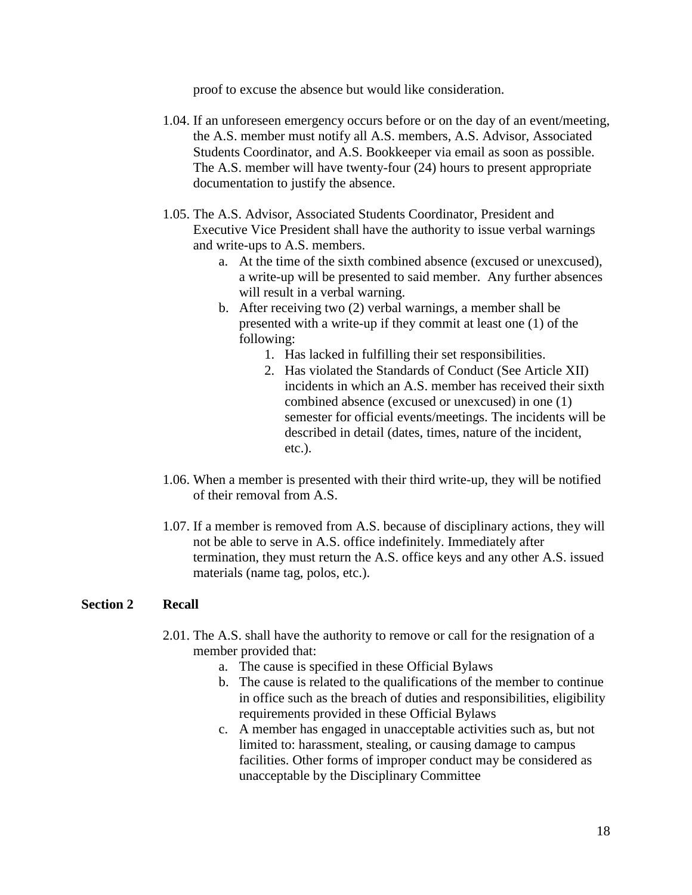proof to excuse the absence but would like consideration.

1.04. If an unforeseen emergency occurs before or on the day of an event/meeting, the A.S. member must notify all A.S. members, A.S. Advisor, Associated Students Coordinator, and A.S. Bookkeeper via email as soon as possible. The A.S. member will have twenty-four (24) hours to present appropriate documentation to justify the absence.

1.05. The A.S. Advisor, Associated Students Coordinator, President and Executive Vice President shall have the authority to issue verbal warnings and write-ups to A.S. members.

   a. At the time of the sixth combined absence (excused or unexcused), a write-up will be presented to said member. Any further absences will result in a verbal warning.
   b. After receiving two (2) verbal warnings, a member shall be presented with a write-up if they commit at least one (1) of the following:
      1. Has lacked in fulfilling their set responsibilities.
      2. Has violated the Standards of Conduct (See Article XII) incidents in which an A.S. member has received their sixth combined absence (excused or unexcused) in one (1) semester for official events/meetings. The incidents will be described in detail (dates, times, nature of the incident, etc.).

1.06. When a member is presented with their third write-up, they will be notified of their removal from A.S.

1.07. If a member is removed from A.S. because of disciplinary actions, they will not be able to serve in A.S. office indefinitely. Immediately after termination, they must return the A.S. office keys and any other A.S. issued materials (name tag, polos, etc.).

**Section 2 Recall**

2.01. The A.S. shall have the authority to remove or call for the resignation of a member provided that:

   a. The cause is specified in these Official Bylaws
   b. The cause is related to the qualifications of the member to continue in office such as the breach of duties and responsibilities, eligibility requirements provided in these Official Bylaws
   c. A member has engaged in unacceptable activities such as, but not limited to: harassment, stealing, or causing damage to campus facilities. Other forms of improper conduct may be considered as unacceptable by the Disciplinary Committee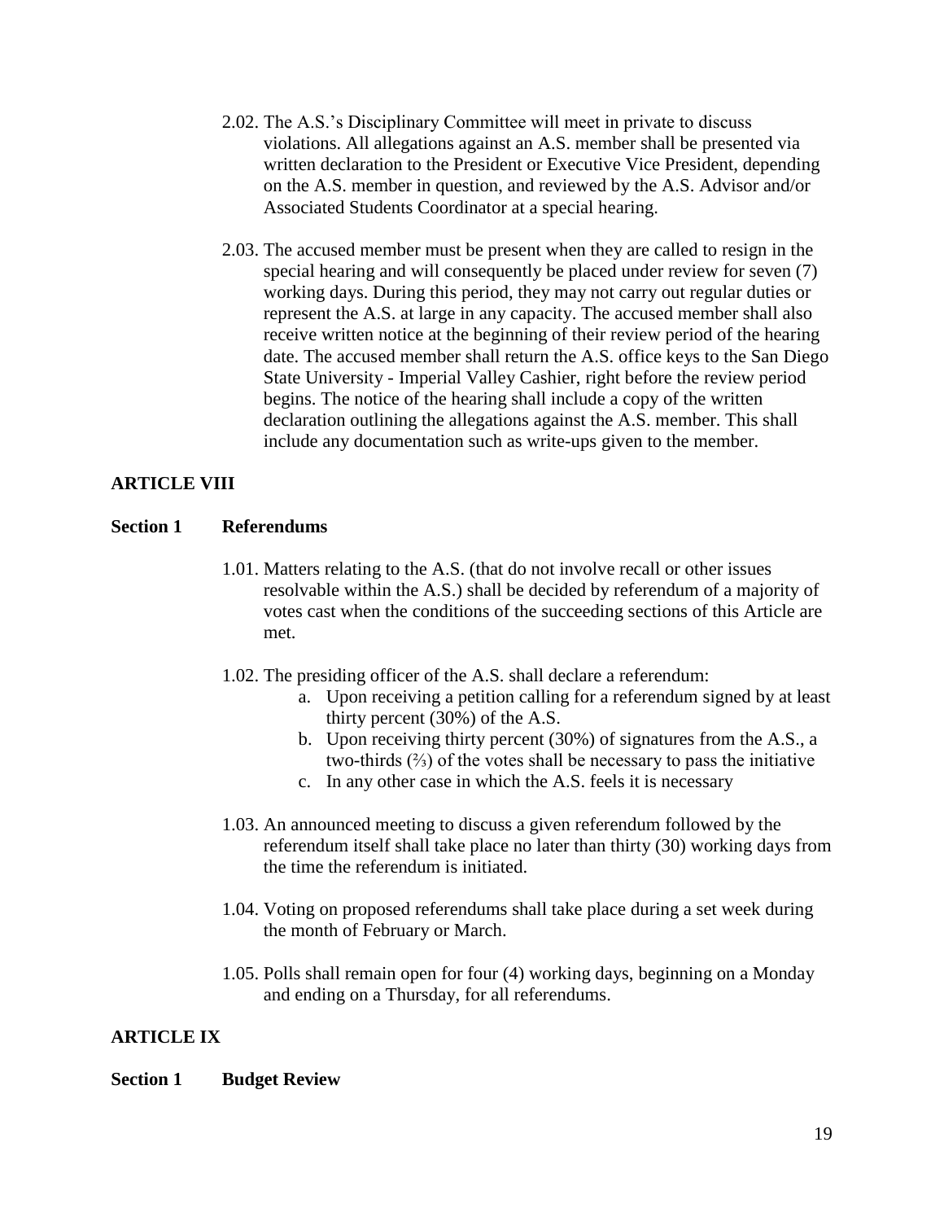2.02. The A.S.'s Disciplinary Committee will meet in private to discuss violations. All allegations against an A.S. member shall be presented via written declaration to the President or Executive Vice President, depending on the A.S. member in question, and reviewed by the A.S. Advisor and/or Associated Students Coordinator at a special hearing.

2.03. The accused member must be present when they are called to resign in the special hearing and will consequently be placed under review for seven (7) working days. During this period, they may not carry out regular duties or represent the A.S. at large in any capacity. The accused member shall also receive written notice at the beginning of their review period of the hearing date. The accused member shall return the A.S. office keys to the San Diego State University - Imperial Valley Cashier, right before the review period begins. The notice of the hearing shall include a copy of the written declaration outlining the allegations against the A.S. member. This shall include any documentation such as write-ups given to the member.

## ARTICLE VIII

### Section 1 Referendums

1.01. Matters relating to the A.S. (that do not involve recall or other issues resolvable within the A.S.) shall be decided by referendum of a majority of votes cast when the conditions of the succeeding sections of this Article are met.

1.02. The presiding officer of the A.S. shall declare a referendum:

a. Upon receiving a petition calling for a referendum signed by at least thirty percent (30%) of the A.S.
b. Upon receiving thirty percent (30%) of signatures from the A.S., a two-thirds (⅔) of the votes shall be necessary to pass the initiative
c. In any other case in which the A.S. feels it is necessary

1.03. An announced meeting to discuss a given referendum followed by the referendum itself shall take place no later than thirty (30) working days from the time the referendum is initiated.

1.04. Voting on proposed referendums shall take place during a set week during the month of February or March.

1.05. Polls shall remain open for four (4) working days, beginning on a Monday and ending on a Thursday, for all referendums.

## ARTICLE IX

### Section 1 Budget Review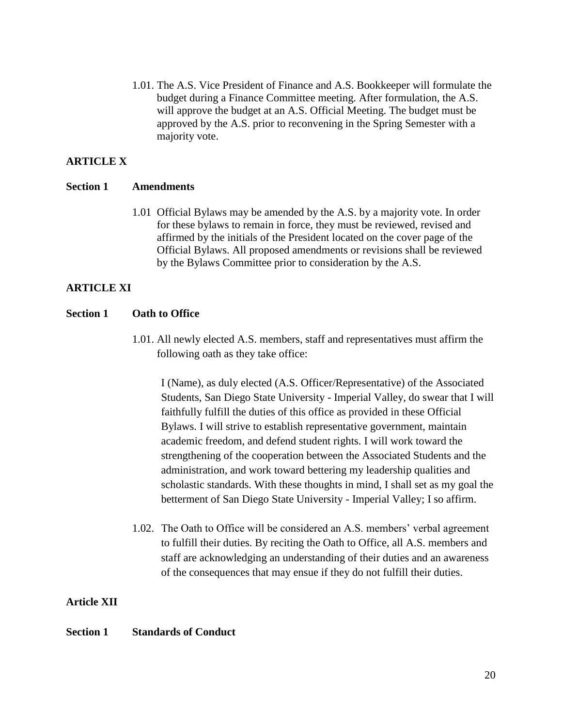1.01. The A.S. Vice President of Finance and A.S. Bookkeeper will formulate the budget during a Finance Committee meeting. After formulation, the A.S. will approve the budget at an A.S. Official Meeting. The budget must be approved by the A.S. prior to reconvening in the Spring Semester with a majority vote.

## ARTICLE X

### Section 1 Amendments

1.01 Official Bylaws may be amended by the A.S. by a majority vote. In order for these bylaws to remain in force, they must be reviewed, revised and affirmed by the initials of the President located on the cover page of the Official Bylaws. All proposed amendments or revisions shall be reviewed by the Bylaws Committee prior to consideration by the A.S.

## ARTICLE XI

### Section 1 Oath to Office

1.01. All newly elected A.S. members, staff and representatives must affirm the following oath as they take office:

> I (Name), as duly elected (A.S. Officer/Representative) of the Associated Students, San Diego State University - Imperial Valley, do swear that I will faithfully fulfill the duties of this office as provided in these Official Bylaws. I will strive to establish representative government, maintain academic freedom, and defend student rights. I will work toward the strengthening of the cooperation between the Associated Students and the administration, and work toward bettering my leadership qualities and scholastic standards. With these thoughts in mind, I shall set as my goal the betterment of San Diego State University - Imperial Valley; I so affirm.

1.02. The Oath to Office will be considered an A.S. members' verbal agreement to fulfill their duties. By reciting the Oath to Office, all A.S. members and staff are acknowledging an understanding of their duties and an awareness of the consequences that may ensue if they do not fulfill their duties.

## Article XII

### Section 1 Standards of Conduct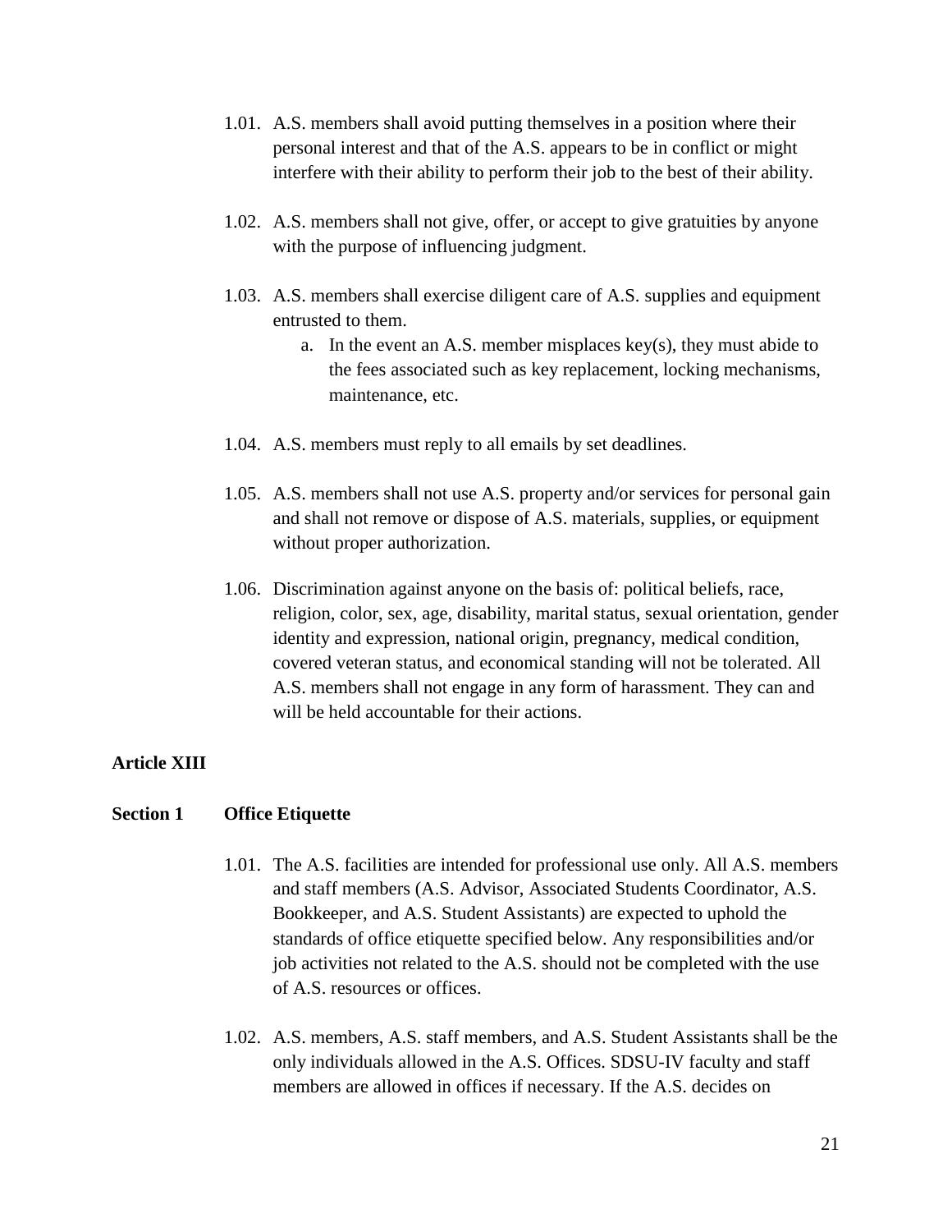1.01. A.S. members shall avoid putting themselves in a position where their personal interest and that of the A.S. appears to be in conflict or might interfere with their ability to perform their job to the best of their ability.

1.02. A.S. members shall not give, offer, or accept to give gratuities by anyone with the purpose of influencing judgment.

1.03. A.S. members shall exercise diligent care of A.S. supplies and equipment entrusted to them.

   a. In the event an A.S. member misplaces key(s), they must abide to the fees associated such as key replacement, locking mechanisms, maintenance, etc.

1.04. A.S. members must reply to all emails by set deadlines.

1.05. A.S. members shall not use A.S. property and/or services for personal gain and shall not remove or dispose of A.S. materials, supplies, or equipment without proper authorization.

1.06. Discrimination against anyone on the basis of: political beliefs, race, religion, color, sex, age, disability, marital status, sexual orientation, gender identity and expression, national origin, pregnancy, medical condition, covered veteran status, and economical standing will not be tolerated. All A.S. members shall not engage in any form of harassment. They can and will be held accountable for their actions.

**Article XIII**

**Section 1 Office Etiquette**

1.01. The A.S. facilities are intended for professional use only. All A.S. members and staff members (A.S. Advisor, Associated Students Coordinator, A.S. Bookkeeper, and A.S. Student Assistants) are expected to uphold the standards of office etiquette specified below. Any responsibilities and/or job activities not related to the A.S. should not be completed with the use of A.S. resources or offices.

1.02. A.S. members, A.S. staff members, and A.S. Student Assistants shall be the only individuals allowed in the A.S. Offices. SDSU-IV faculty and staff members are allowed in offices if necessary. If the A.S. decides on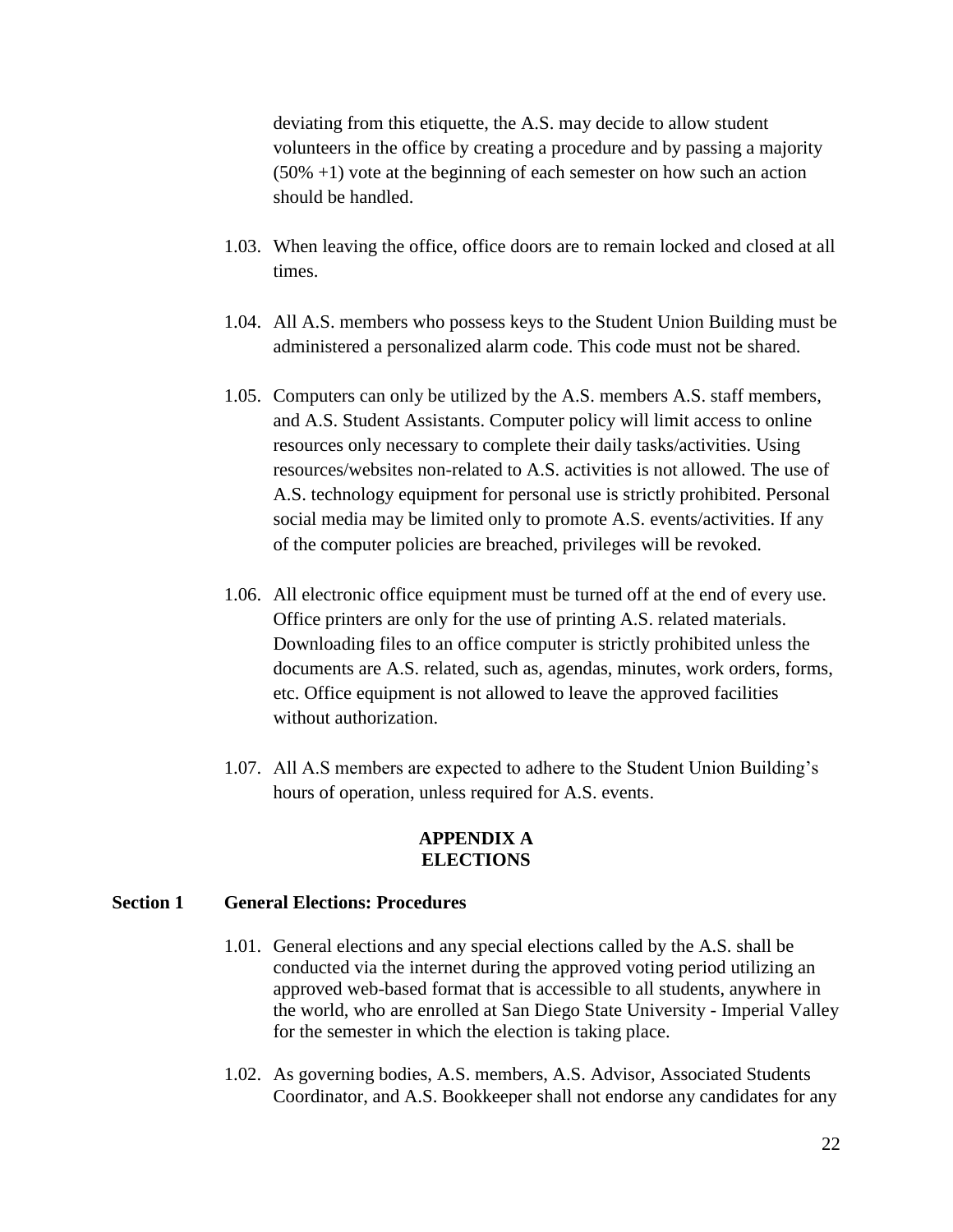deviating from this etiquette, the A.S. may decide to allow student volunteers in the office by creating a procedure and by passing a majority (50% +1) vote at the beginning of each semester on how such an action should be handled.

1.03. When leaving the office, office doors are to remain locked and closed at all times.

1.04. All A.S. members who possess keys to the Student Union Building must be administered a personalized alarm code. This code must not be shared.

1.05. Computers can only be utilized by the A.S. members A.S. staff members, and A.S. Student Assistants. Computer policy will limit access to online resources only necessary to complete their daily tasks/activities. Using resources/websites non-related to A.S. activities is not allowed. The use of A.S. technology equipment for personal use is strictly prohibited. Personal social media may be limited only to promote A.S. events/activities. If any of the computer policies are breached, privileges will be revoked.

1.06. All electronic office equipment must be turned off at the end of every use. Office printers are only for the use of printing A.S. related materials. Downloading files to an office computer is strictly prohibited unless the documents are A.S. related, such as, agendas, minutes, work orders, forms, etc. Office equipment is not allowed to leave the approved facilities without authorization.

1.07. All A.S members are expected to adhere to the Student Union Building's hours of operation, unless required for A.S. events.

# APPENDIX A
# ELECTIONS

## Section 1 General Elections: Procedures

1.01. General elections and any special elections called by the A.S. shall be conducted via the internet during the approved voting period utilizing an approved web-based format that is accessible to all students, anywhere in the world, who are enrolled at San Diego State University - Imperial Valley for the semester in which the election is taking place.

1.02. As governing bodies, A.S. members, A.S. Advisor, Associated Students Coordinator, and A.S. Bookkeeper shall not endorse any candidates for any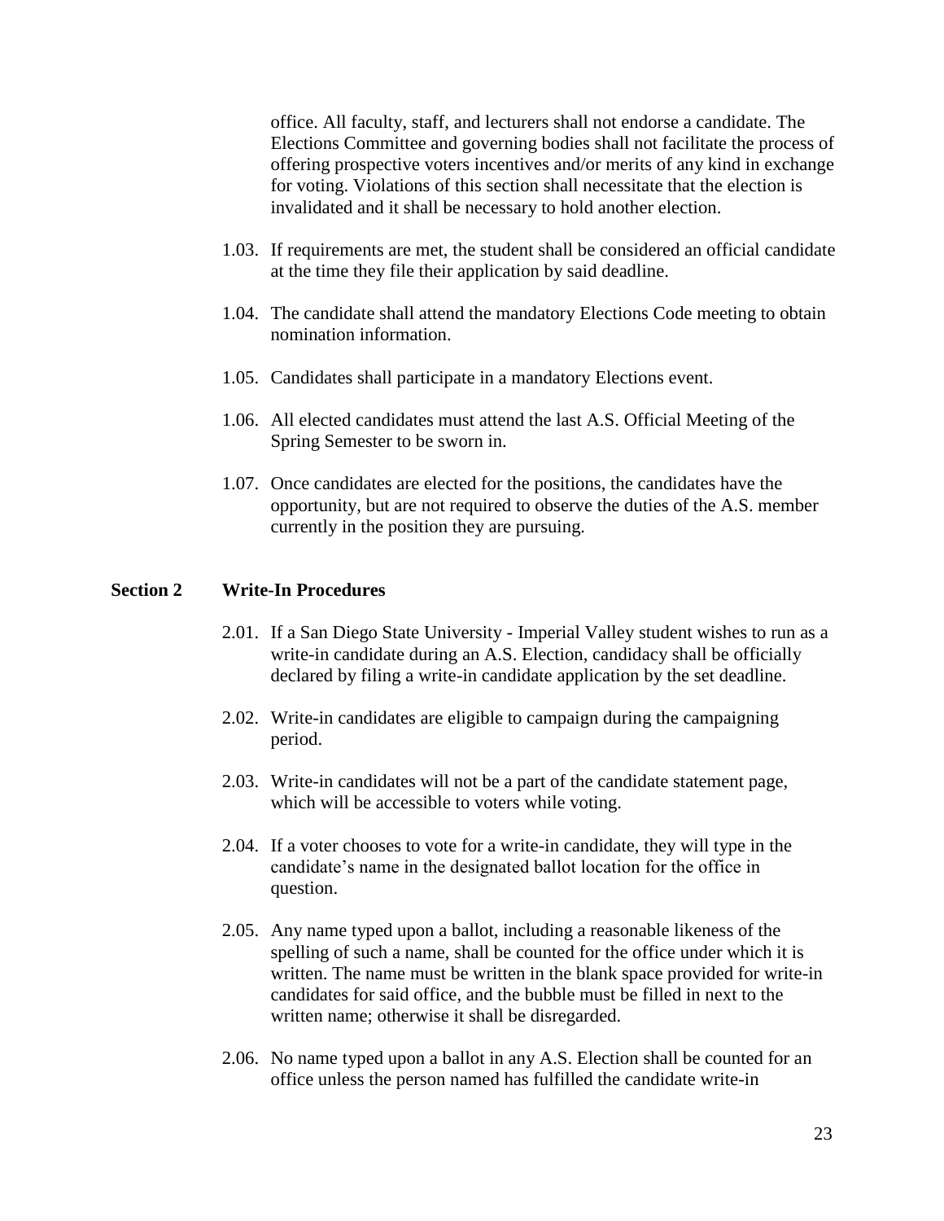office. All faculty, staff, and lecturers shall not endorse a candidate. The Elections Committee and governing bodies shall not facilitate the process of offering prospective voters incentives and/or merits of any kind in exchange for voting. Violations of this section shall necessitate that the election is invalidated and it shall be necessary to hold another election.

1.03. If requirements are met, the student shall be considered an official candidate at the time they file their application by said deadline.

1.04. The candidate shall attend the mandatory Elections Code meeting to obtain nomination information.

1.05. Candidates shall participate in a mandatory Elections event.

1.06. All elected candidates must attend the last A.S. Official Meeting of the Spring Semester to be sworn in.

1.07. Once candidates are elected for the positions, the candidates have the opportunity, but are not required to observe the duties of the A.S. member currently in the position they are pursuing.

**Section 2 Write-In Procedures**

2.01. If a San Diego State University - Imperial Valley student wishes to run as a write-in candidate during an A.S. Election, candidacy shall be officially declared by filing a write-in candidate application by the set deadline.

2.02. Write-in candidates are eligible to campaign during the campaigning period.

2.03. Write-in candidates will not be a part of the candidate statement page, which will be accessible to voters while voting.

2.04. If a voter chooses to vote for a write-in candidate, they will type in the candidate's name in the designated ballot location for the office in question.

2.05. Any name typed upon a ballot, including a reasonable likeness of the spelling of such a name, shall be counted for the office under which it is written. The name must be written in the blank space provided for write-in candidates for said office, and the bubble must be filled in next to the written name; otherwise it shall be disregarded.

2.06. No name typed upon a ballot in any A.S. Election shall be counted for an office unless the person named has fulfilled the candidate write-in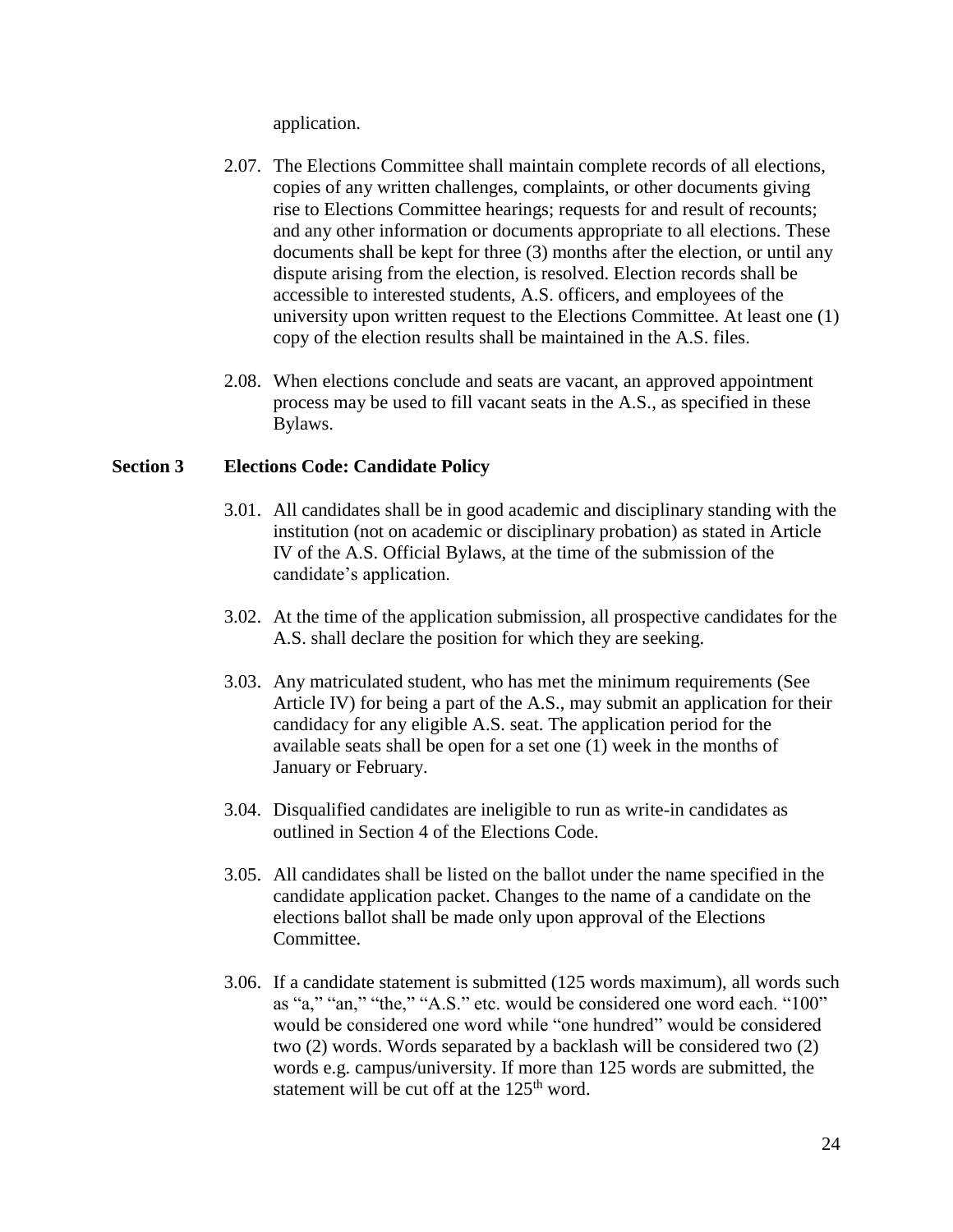application.

2.07. The Elections Committee shall maintain complete records of all elections, copies of any written challenges, complaints, or other documents giving rise to Elections Committee hearings; requests for and result of recounts; and any other information or documents appropriate to all elections. These documents shall be kept for three (3) months after the election, or until any dispute arising from the election, is resolved. Election records shall be accessible to interested students, A.S. officers, and employees of the university upon written request to the Elections Committee. At least one (1) copy of the election results shall be maintained in the A.S. files.

2.08. When elections conclude and seats are vacant, an approved appointment process may be used to fill vacant seats in the A.S., as specified in these Bylaws.

## Section 3 Elections Code: Candidate Policy

3.01. All candidates shall be in good academic and disciplinary standing with the institution (not on academic or disciplinary probation) as stated in Article IV of the A.S. Official Bylaws, at the time of the submission of the candidate's application.

3.02. At the time of the application submission, all prospective candidates for the A.S. shall declare the position for which they are seeking.

3.03. Any matriculated student, who has met the minimum requirements (See Article IV) for being a part of the A.S., may submit an application for their candidacy for any eligible A.S. seat. The application period for the available seats shall be open for a set one (1) week in the months of January or February.

3.04. Disqualified candidates are ineligible to run as write-in candidates as outlined in Section 4 of the Elections Code.

3.05. All candidates shall be listed on the ballot under the name specified in the candidate application packet. Changes to the name of a candidate on the elections ballot shall be made only upon approval of the Elections Committee.

3.06. If a candidate statement is submitted (125 words maximum), all words such as "a," "an," "the," "A.S." etc. would be considered one word each. "100" would be considered one word while "one hundred" would be considered two (2) words. Words separated by a backlash will be considered two (2) words e.g. campus/university. If more than 125 words are submitted, the statement will be cut off at the 125th word.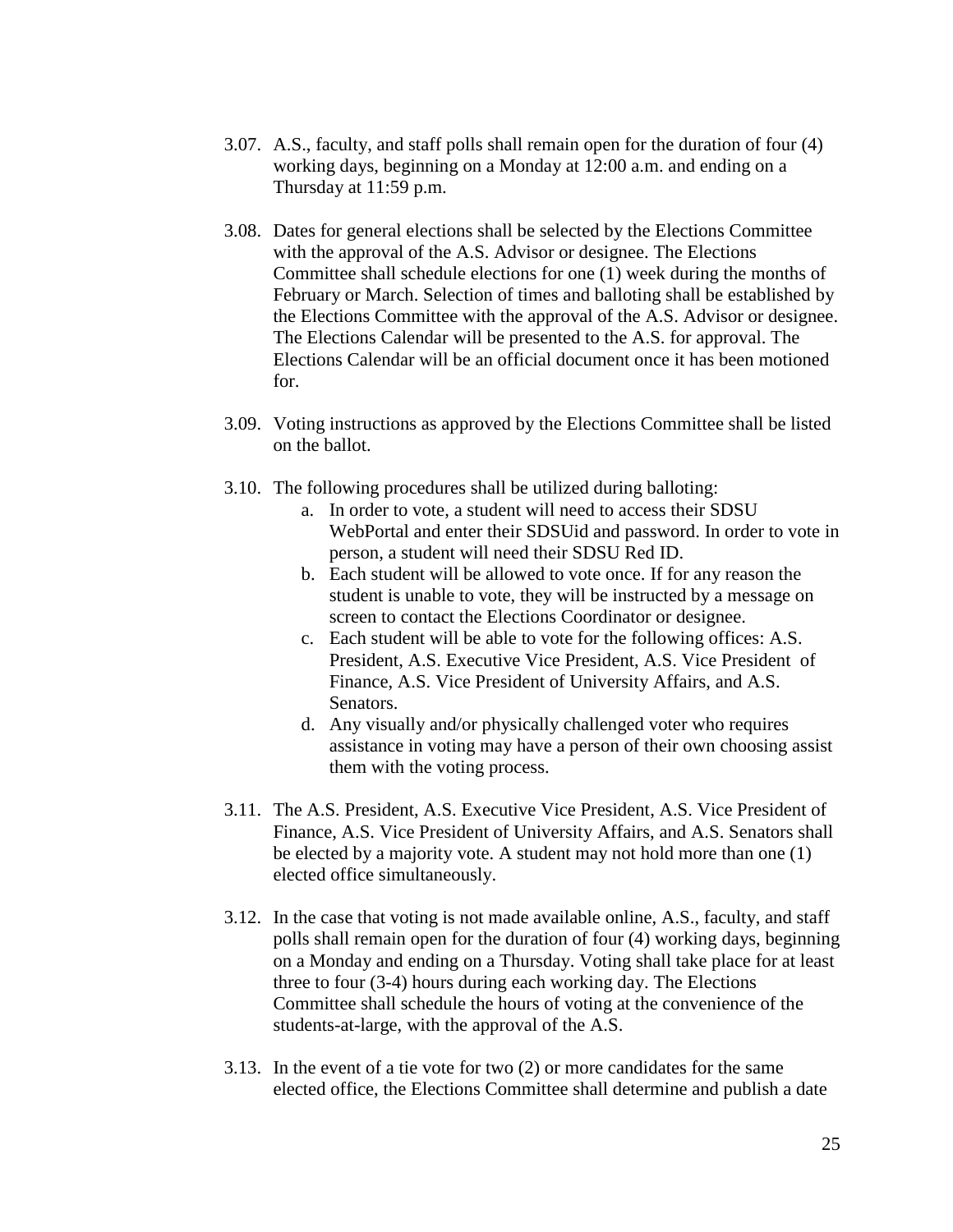3.07. A.S., faculty, and staff polls shall remain open for the duration of four (4) working days, beginning on a Monday at 12:00 a.m. and ending on a Thursday at 11:59 p.m.

3.08. Dates for general elections shall be selected by the Elections Committee with the approval of the A.S. Advisor or designee. The Elections Committee shall schedule elections for one (1) week during the months of February or March. Selection of times and balloting shall be established by the Elections Committee with the approval of the A.S. Advisor or designee. The Elections Calendar will be presented to the A.S. for approval. The Elections Calendar will be an official document once it has been motioned for.

3.09. Voting instructions as approved by the Elections Committee shall be listed on the ballot.

3.10. The following procedures shall be utilized during balloting:

   a. In order to vote, a student will need to access their SDSU WebPortal and enter their SDSUid and password. In order to vote in person, a student will need their SDSU Red ID.
   b. Each student will be allowed to vote once. If for any reason the student is unable to vote, they will be instructed by a message on screen to contact the Elections Coordinator or designee.
   c. Each student will be able to vote for the following offices: A.S. President, A.S. Executive Vice President, A.S. Vice President of Finance, A.S. Vice President of University Affairs, and A.S. Senators.
   d. Any visually and/or physically challenged voter who requires assistance in voting may have a person of their own choosing assist them with the voting process.

3.11. The A.S. President, A.S. Executive Vice President, A.S. Vice President of Finance, A.S. Vice President of University Affairs, and A.S. Senators shall be elected by a majority vote. A student may not hold more than one (1) elected office simultaneously.

3.12. In the case that voting is not made available online, A.S., faculty, and staff polls shall remain open for the duration of four (4) working days, beginning on a Monday and ending on a Thursday. Voting shall take place for at least three to four (3-4) hours during each working day. The Elections Committee shall schedule the hours of voting at the convenience of the students-at-large, with the approval of the A.S.

3.13. In the event of a tie vote for two (2) or more candidates for the same elected office, the Elections Committee shall determine and publish a date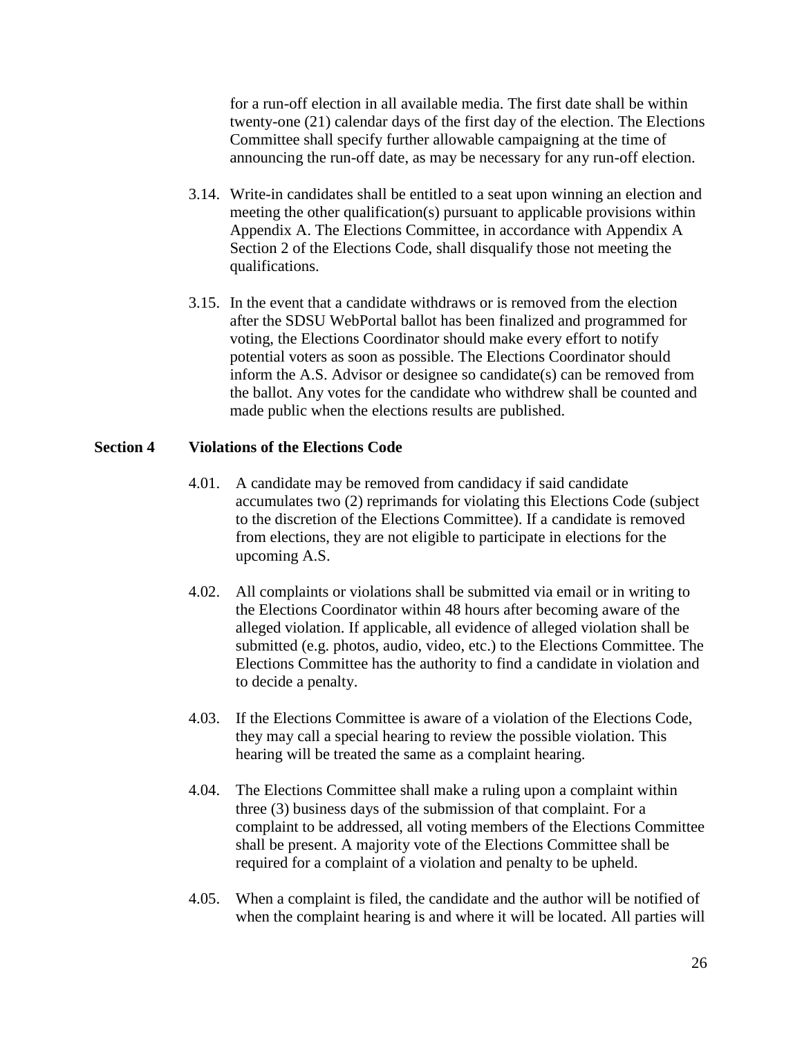for a run-off election in all available media. The first date shall be within twenty-one (21) calendar days of the first day of the election. The Elections Committee shall specify further allowable campaigning at the time of announcing the run-off date, as may be necessary for any run-off election.

3.14. Write-in candidates shall be entitled to a seat upon winning an election and meeting the other qualification(s) pursuant to applicable provisions within Appendix A. The Elections Committee, in accordance with Appendix A Section 2 of the Elections Code, shall disqualify those not meeting the qualifications.

3.15. In the event that a candidate withdraws or is removed from the election after the SDSU WebPortal ballot has been finalized and programmed for voting, the Elections Coordinator should make every effort to notify potential voters as soon as possible. The Elections Coordinator should inform the A.S. Advisor or designee so candidate(s) can be removed from the ballot. Any votes for the candidate who withdrew shall be counted and made public when the elections results are published.

## Section 4 Violations of the Elections Code

4.01. A candidate may be removed from candidacy if said candidate accumulates two (2) reprimands for violating this Elections Code (subject to the discretion of the Elections Committee). If a candidate is removed from elections, they are not eligible to participate in elections for the upcoming A.S.

4.02. All complaints or violations shall be submitted via email or in writing to the Elections Coordinator within 48 hours after becoming aware of the alleged violation. If applicable, all evidence of alleged violation shall be submitted (e.g. photos, audio, video, etc.) to the Elections Committee. The Elections Committee has the authority to find a candidate in violation and to decide a penalty.

4.03. If the Elections Committee is aware of a violation of the Elections Code, they may call a special hearing to review the possible violation. This hearing will be treated the same as a complaint hearing.

4.04. The Elections Committee shall make a ruling upon a complaint within three (3) business days of the submission of that complaint. For a complaint to be addressed, all voting members of the Elections Committee shall be present. A majority vote of the Elections Committee shall be required for a complaint of a violation and penalty to be upheld.

4.05. When a complaint is filed, the candidate and the author will be notified of when the complaint hearing is and where it will be located. All parties will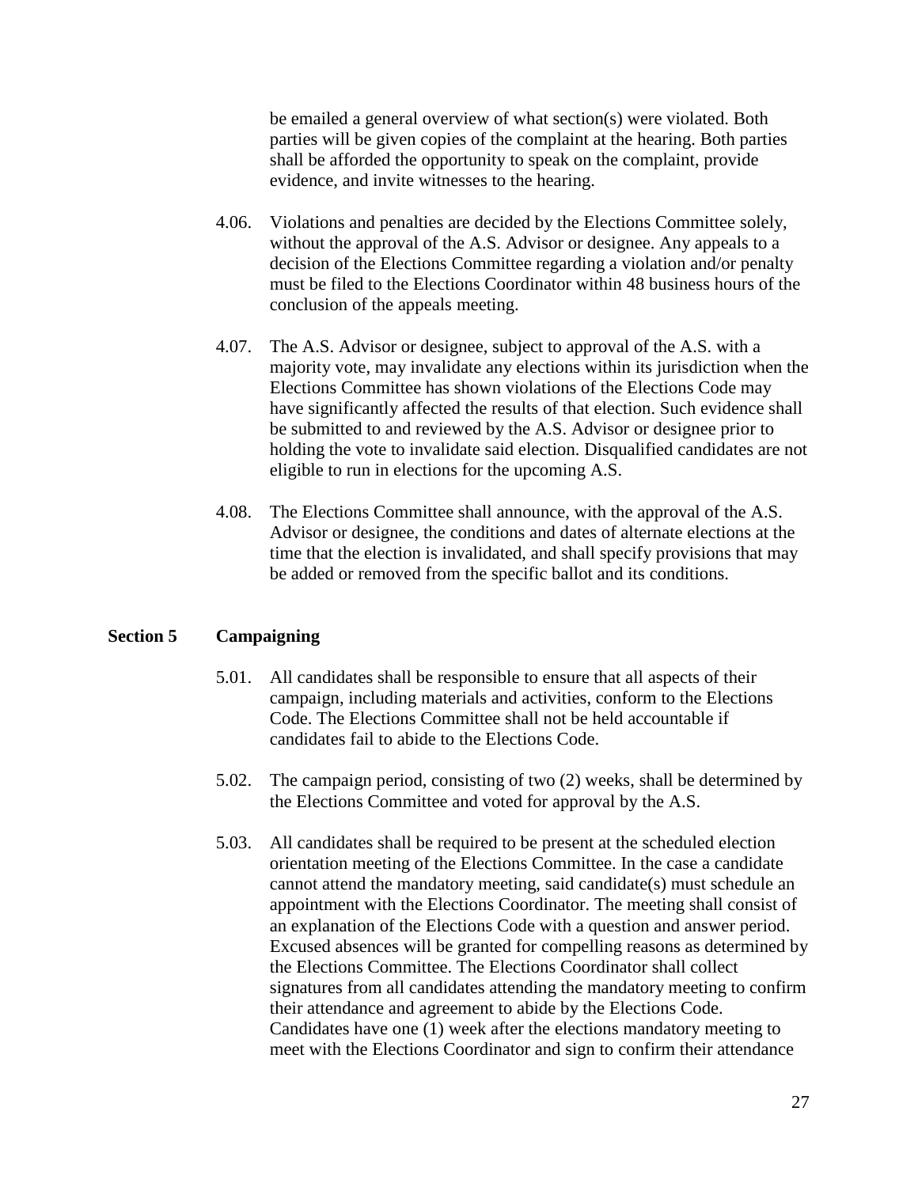be emailed a general overview of what section(s) were violated. Both parties will be given copies of the complaint at the hearing. Both parties shall be afforded the opportunity to speak on the complaint, provide evidence, and invite witnesses to the hearing.

4.06. Violations and penalties are decided by the Elections Committee solely, without the approval of the A.S. Advisor or designee. Any appeals to a decision of the Elections Committee regarding a violation and/or penalty must be filed to the Elections Coordinator within 48 business hours of the conclusion of the appeals meeting.

4.07. The A.S. Advisor or designee, subject to approval of the A.S. with a majority vote, may invalidate any elections within its jurisdiction when the Elections Committee has shown violations of the Elections Code may have significantly affected the results of that election. Such evidence shall be submitted to and reviewed by the A.S. Advisor or designee prior to holding the vote to invalidate said election. Disqualified candidates are not eligible to run in elections for the upcoming A.S.

4.08. The Elections Committee shall announce, with the approval of the A.S. Advisor or designee, the conditions and dates of alternate elections at the time that the election is invalidated, and shall specify provisions that may be added or removed from the specific ballot and its conditions.

## Section 5 Campaigning

5.01. All candidates shall be responsible to ensure that all aspects of their campaign, including materials and activities, conform to the Elections Code. The Elections Committee shall not be held accountable if candidates fail to abide to the Elections Code.

5.02. The campaign period, consisting of two (2) weeks, shall be determined by the Elections Committee and voted for approval by the A.S.

5.03. All candidates shall be required to be present at the scheduled election orientation meeting of the Elections Committee. In the case a candidate cannot attend the mandatory meeting, said candidate(s) must schedule an appointment with the Elections Coordinator. The meeting shall consist of an explanation of the Elections Code with a question and answer period. Excused absences will be granted for compelling reasons as determined by the Elections Committee. The Elections Coordinator shall collect signatures from all candidates attending the mandatory meeting to confirm their attendance and agreement to abide by the Elections Code. Candidates have one (1) week after the elections mandatory meeting to meet with the Elections Coordinator and sign to confirm their attendance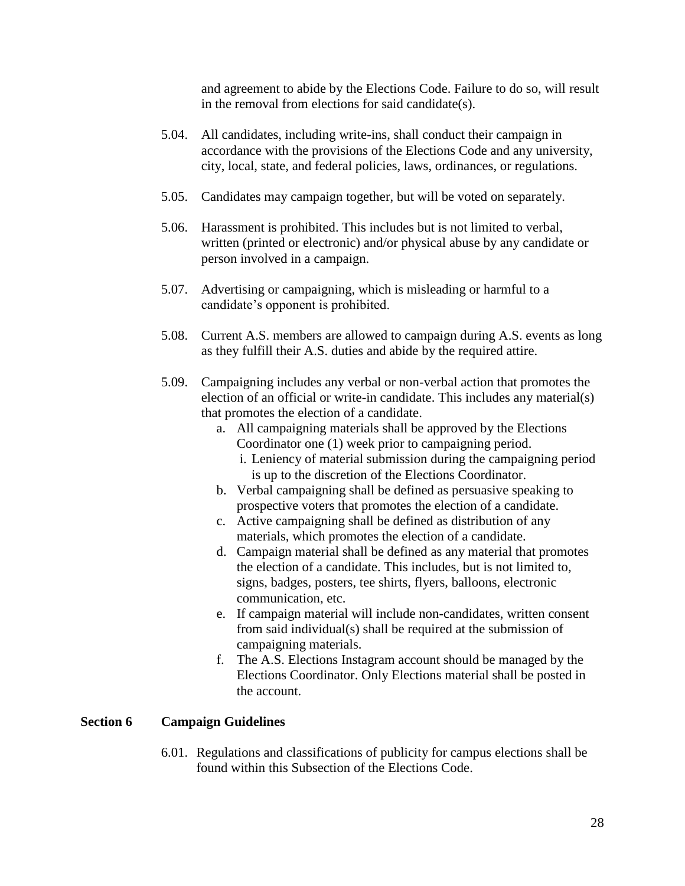and agreement to abide by the Elections Code. Failure to do so, will result in the removal from elections for said candidate(s).

5.04. All candidates, including write-ins, shall conduct their campaign in accordance with the provisions of the Elections Code and any university, city, local, state, and federal policies, laws, ordinances, or regulations.

5.05. Candidates may campaign together, but will be voted on separately.

5.06. Harassment is prohibited. This includes but is not limited to verbal, written (printed or electronic) and/or physical abuse by any candidate or person involved in a campaign.

5.07. Advertising or campaigning, which is misleading or harmful to a candidate's opponent is prohibited.

5.08. Current A.S. members are allowed to campaign during A.S. events as long as they fulfill their A.S. duties and abide by the required attire.

5.09. Campaigning includes any verbal or non-verbal action that promotes the election of an official or write-in candidate. This includes any material(s) that promotes the election of a candidate.

   a. All campaigning materials shall be approved by the Elections Coordinator one (1) week prior to campaigning period.
      i. Leniency of material submission during the campaigning period is up to the discretion of the Elections Coordinator.
   b. Verbal campaigning shall be defined as persuasive speaking to prospective voters that promotes the election of a candidate.
   c. Active campaigning shall be defined as distribution of any materials, which promotes the election of a candidate.
   d. Campaign material shall be defined as any material that promotes the election of a candidate. This includes, but is not limited to, signs, badges, posters, tee shirts, flyers, balloons, electronic communication, etc.
   e. If campaign material will include non-candidates, written consent from said individual(s) shall be required at the submission of campaigning materials.
   f. The A.S. Elections Instagram account should be managed by the Elections Coordinator. Only Elections material shall be posted in the account.

## Section 6 Campaign Guidelines

6.01. Regulations and classifications of publicity for campus elections shall be found within this Subsection of the Elections Code.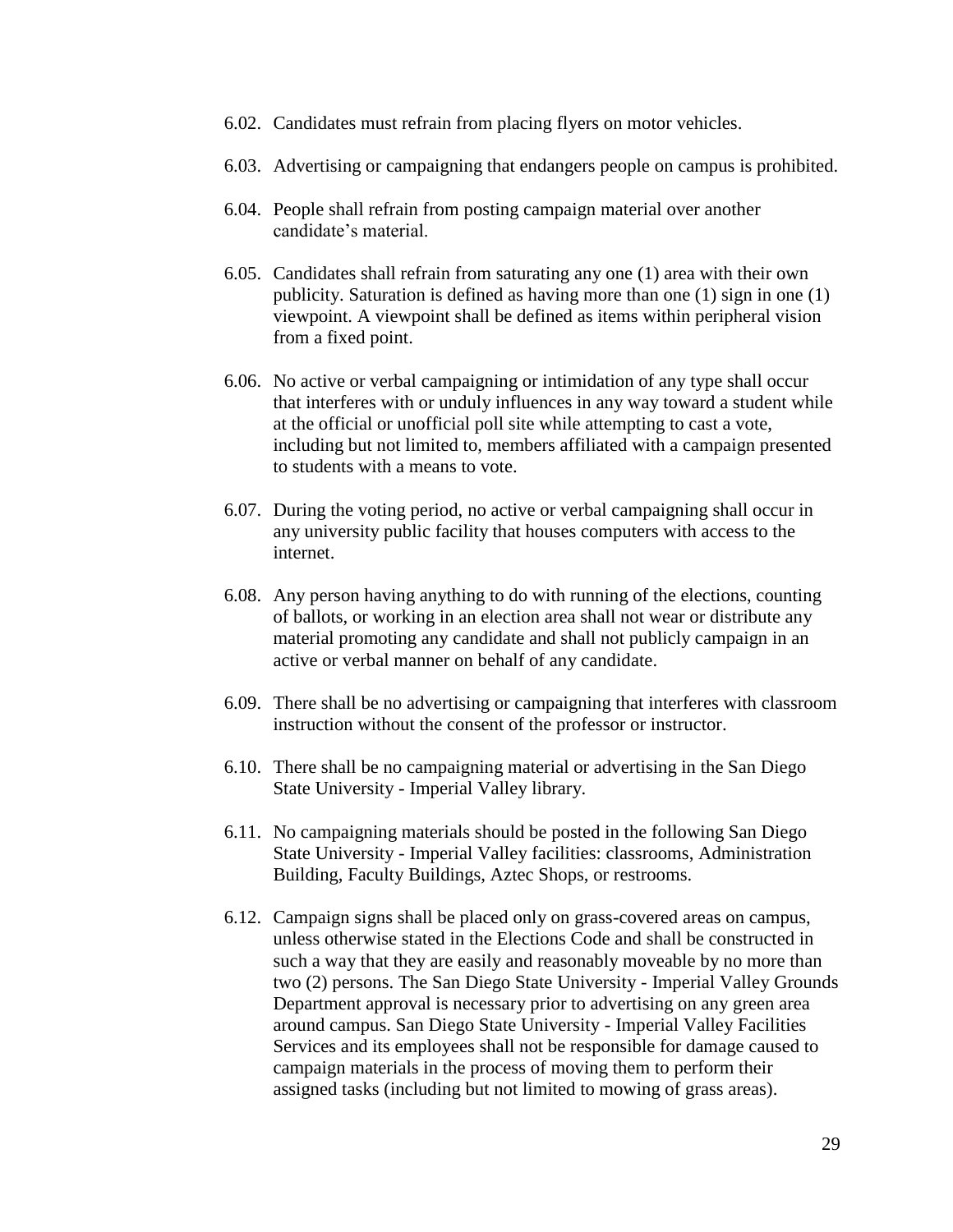6.02. Candidates must refrain from placing flyers on motor vehicles.

6.03. Advertising or campaigning that endangers people on campus is prohibited.

6.04. People shall refrain from posting campaign material over another candidate's material.

6.05. Candidates shall refrain from saturating any one (1) area with their own publicity. Saturation is defined as having more than one (1) sign in one (1) viewpoint. A viewpoint shall be defined as items within peripheral vision from a fixed point.

6.06. No active or verbal campaigning or intimidation of any type shall occur that interferes with or unduly influences in any way toward a student while at the official or unofficial poll site while attempting to cast a vote, including but not limited to, members affiliated with a campaign presented to students with a means to vote.

6.07. During the voting period, no active or verbal campaigning shall occur in any university public facility that houses computers with access to the internet.

6.08. Any person having anything to do with running of the elections, counting of ballots, or working in an election area shall not wear or distribute any material promoting any candidate and shall not publicly campaign in an active or verbal manner on behalf of any candidate.

6.09. There shall be no advertising or campaigning that interferes with classroom instruction without the consent of the professor or instructor.

6.10. There shall be no campaigning material or advertising in the San Diego State University - Imperial Valley library.

6.11. No campaigning materials should be posted in the following San Diego State University - Imperial Valley facilities: classrooms, Administration Building, Faculty Buildings, Aztec Shops, or restrooms.

6.12. Campaign signs shall be placed only on grass-covered areas on campus, unless otherwise stated in the Elections Code and shall be constructed in such a way that they are easily and reasonably moveable by no more than two (2) persons. The San Diego State University - Imperial Valley Grounds Department approval is necessary prior to advertising on any green area around campus. San Diego State University - Imperial Valley Facilities Services and its employees shall not be responsible for damage caused to campaign materials in the process of moving them to perform their assigned tasks (including but not limited to mowing of grass areas).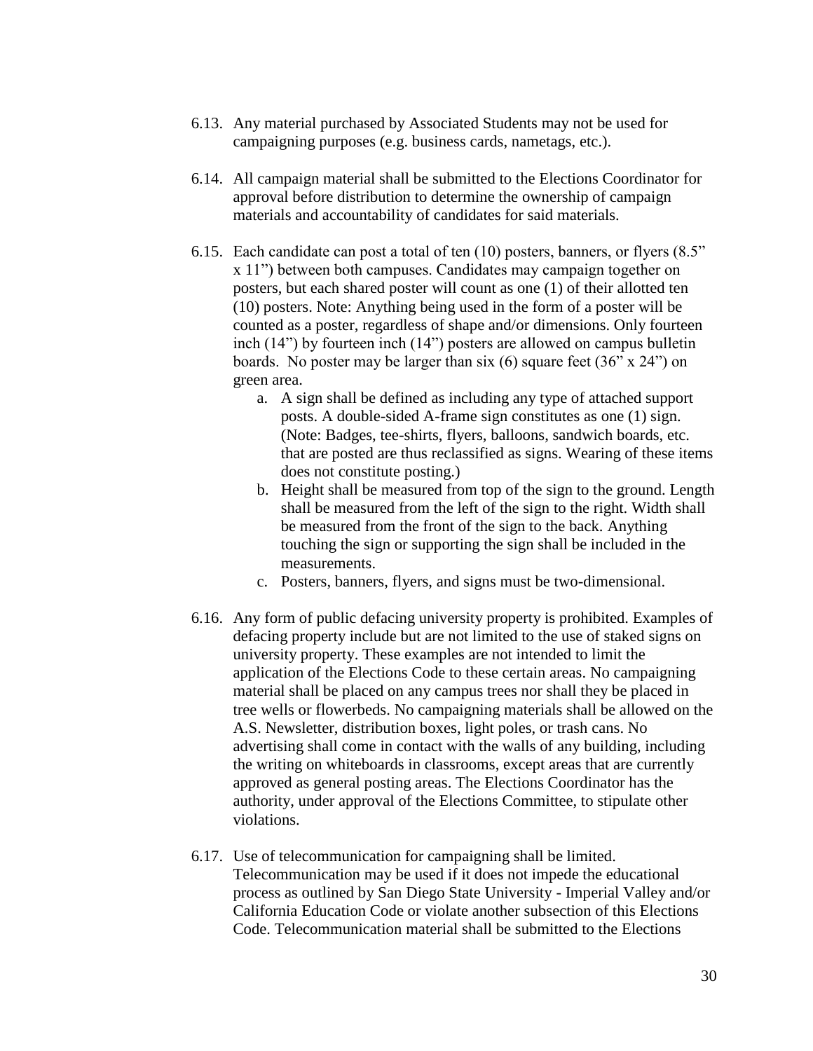6.13. Any material purchased by Associated Students may not be used for campaigning purposes (e.g. business cards, nametags, etc.).

6.14. All campaign material shall be submitted to the Elections Coordinator for approval before distribution to determine the ownership of campaign materials and accountability of candidates for said materials.

6.15. Each candidate can post a total of ten (10) posters, banners, or flyers (8.5" x 11") between both campuses. Candidates may campaign together on posters, but each shared poster will count as one (1) of their allotted ten (10) posters. Note: Anything being used in the form of a poster will be counted as a poster, regardless of shape and/or dimensions. Only fourteen inch (14") by fourteen inch (14") posters are allowed on campus bulletin boards. No poster may be larger than six (6) square feet (36" x 24") on green area.

   a. A sign shall be defined as including any type of attached support posts. A double-sided A-frame sign constitutes as one (1) sign. (Note: Badges, tee-shirts, flyers, balloons, sandwich boards, etc. that are posted are thus reclassified as signs. Wearing of these items does not constitute posting.)
   b. Height shall be measured from top of the sign to the ground. Length shall be measured from the left of the sign to the right. Width shall be measured from the front of the sign to the back. Anything touching the sign or supporting the sign shall be included in the measurements.
   c. Posters, banners, flyers, and signs must be two-dimensional.

6.16. Any form of public defacing university property is prohibited. Examples of defacing property include but are not limited to the use of staked signs on university property. These examples are not intended to limit the application of the Elections Code to these certain areas. No campaigning material shall be placed on any campus trees nor shall they be placed in tree wells or flowerbeds. No campaigning materials shall be allowed on the A.S. Newsletter, distribution boxes, light poles, or trash cans. No advertising shall come in contact with the walls of any building, including the writing on whiteboards in classrooms, except areas that are currently approved as general posting areas. The Elections Coordinator has the authority, under approval of the Elections Committee, to stipulate other violations.

6.17. Use of telecommunication for campaigning shall be limited. Telecommunication may be used if it does not impede the educational process as outlined by San Diego State University - Imperial Valley and/or California Education Code or violate another subsection of this Elections Code. Telecommunication material shall be submitted to the Elections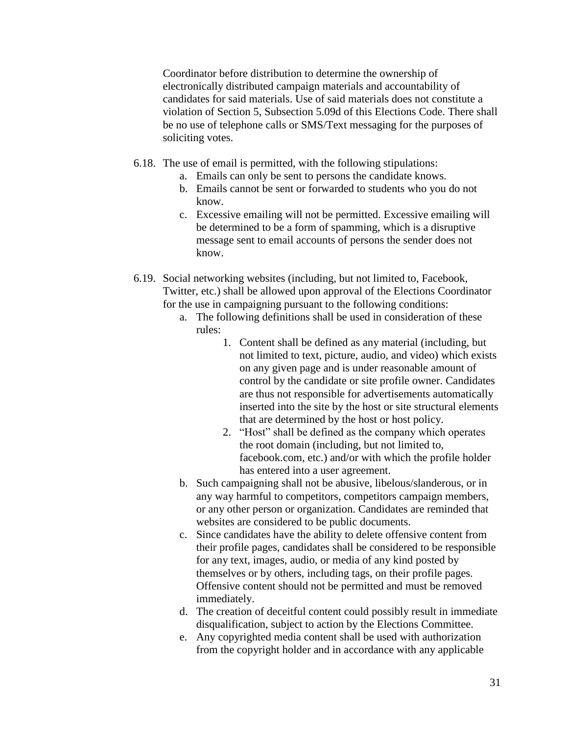Coordinator before distribution to determine the ownership of electronically distributed campaign materials and accountability of candidates for said materials. Use of said materials does not constitute a violation of Section 5, Subsection 5.09d of this Elections Code. There shall be no use of telephone calls or SMS/Text messaging for the purposes of soliciting votes.

6.18. The use of email is permitted, with the following stipulations:
  a. Emails can only be sent to persons the candidate knows.
  b. Emails cannot be sent or forwarded to students who you do not know.
  c. Excessive emailing will not be permitted. Excessive emailing will be determined to be a form of spamming, which is a disruptive message sent to email accounts of persons the sender does not know.

6.19. Social networking websites (including, but not limited to, Facebook, Twitter, etc.) shall be allowed upon approval of the Elections Coordinator for the use in campaigning pursuant to the following conditions:
  a. The following definitions shall be used in consideration of these rules:
    1. Content shall be defined as any material (including, but not limited to text, picture, audio, and video) which exists on any given page and is under reasonable amount of control by the candidate or site profile owner. Candidates are thus not responsible for advertisements automatically inserted into the site by the host or site structural elements that are determined by the host or host policy.
    2. "Host" shall be defined as the company which operates the root domain (including, but not limited to, facebook.com, etc.) and/or with which the profile holder has entered into a user agreement.
  b. Such campaigning shall not be abusive, libelous/slanderous, or in any way harmful to competitors, competitors campaign members, or any other person or organization. Candidates are reminded that websites are considered to be public documents.
  c. Since candidates have the ability to delete offensive content from their profile pages, candidates shall be considered to be responsible for any text, images, audio, or media of any kind posted by themselves or by others, including tags, on their profile pages. Offensive content should not be permitted and must be removed immediately.
  d. The creation of deceitful content could possibly result in immediate disqualification, subject to action by the Elections Committee.
  e. Any copyrighted media content shall be used with authorization from the copyright holder and in accordance with any applicable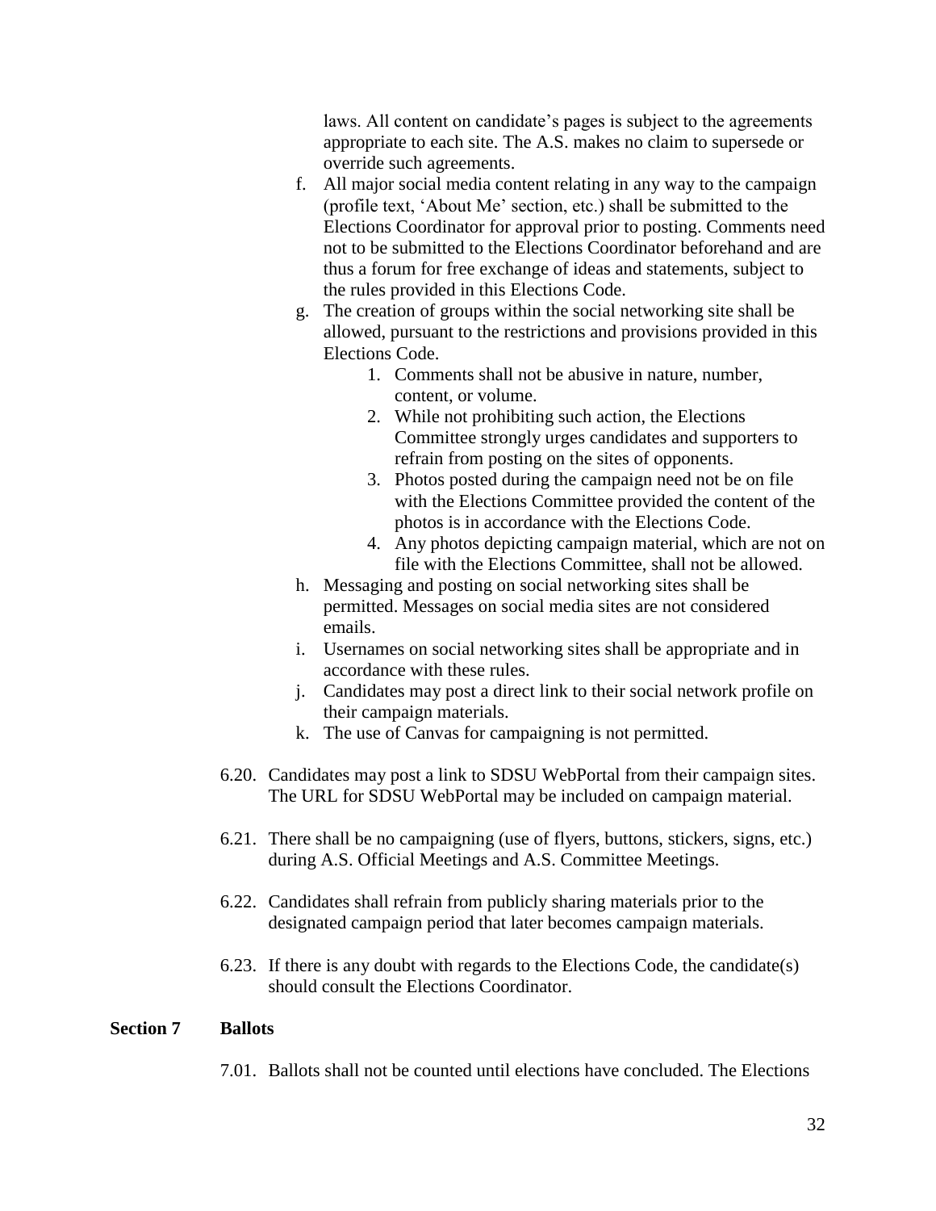laws. All content on candidate's pages is subject to the agreements appropriate to each site. The A.S. makes no claim to supersede or override such agreements.

f. All major social media content relating in any way to the campaign (profile text, 'About Me' section, etc.) shall be submitted to the Elections Coordinator for approval prior to posting. Comments need not to be submitted to the Elections Coordinator beforehand and are thus a forum for free exchange of ideas and statements, subject to the rules provided in this Elections Code.

g. The creation of groups within the social networking site shall be allowed, pursuant to the restrictions and provisions provided in this Elections Code.
   1. Comments shall not be abusive in nature, number, content, or volume.
   2. While not prohibiting such action, the Elections Committee strongly urges candidates and supporters to refrain from posting on the sites of opponents.
   3. Photos posted during the campaign need not be on file with the Elections Committee provided the content of the photos is in accordance with the Elections Code.
   4. Any photos depicting campaign material, which are not on file with the Elections Committee, shall not be allowed.

h. Messaging and posting on social networking sites shall be permitted. Messages on social media sites are not considered emails.

i. Usernames on social networking sites shall be appropriate and in accordance with these rules.

j. Candidates may post a direct link to their social network profile on their campaign materials.

k. The use of Canvas for campaigning is not permitted.

6.20. Candidates may post a link to SDSU WebPortal from their campaign sites. The URL for SDSU WebPortal may be included on campaign material.

6.21. There shall be no campaigning (use of flyers, buttons, stickers, signs, etc.) during A.S. Official Meetings and A.S. Committee Meetings.

6.22. Candidates shall refrain from publicly sharing materials prior to the designated campaign period that later becomes campaign materials.

6.23. If there is any doubt with regards to the Elections Code, the candidate(s) should consult the Elections Coordinator.

## Section 7 Ballots

7.01. Ballots shall not be counted until elections have concluded. The Elections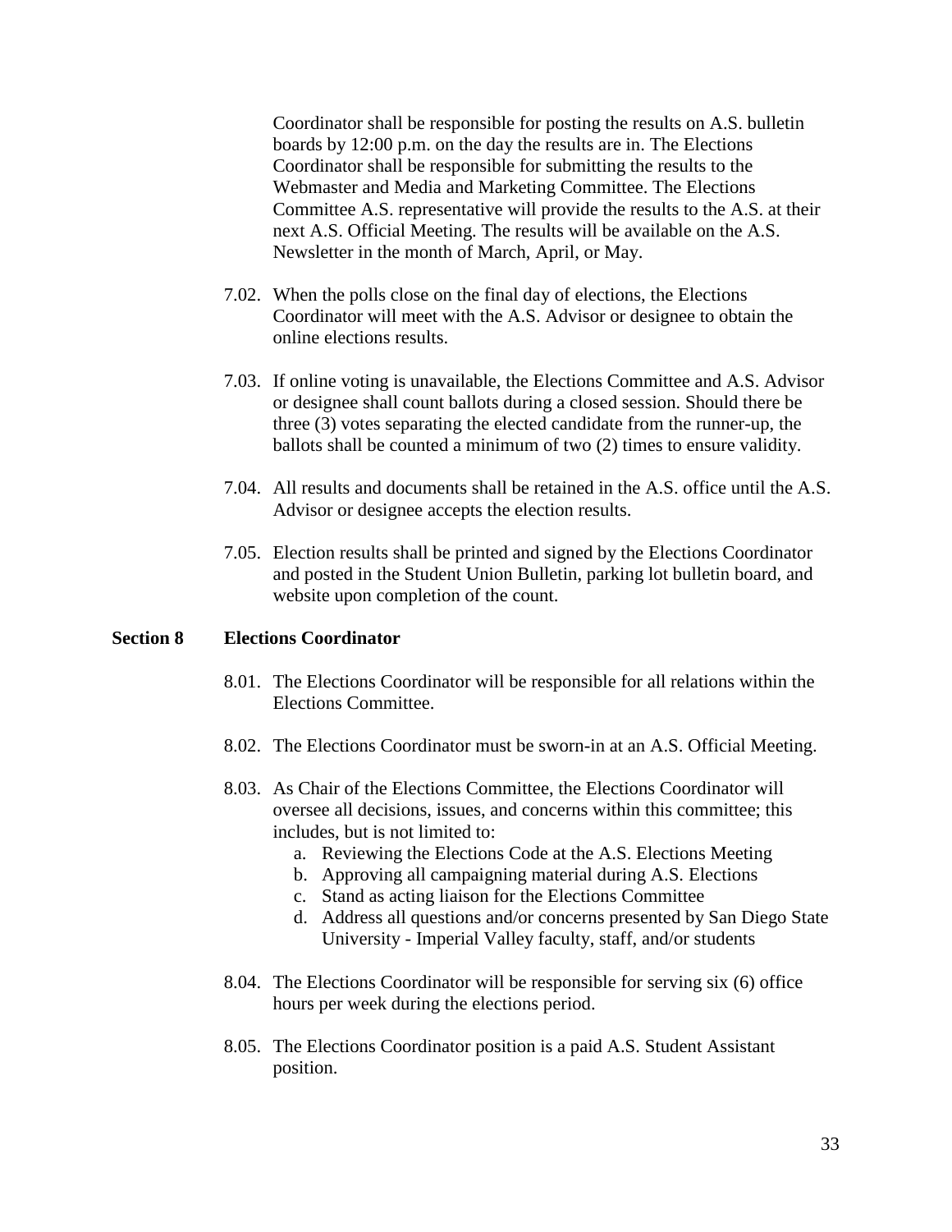Coordinator shall be responsible for posting the results on A.S. bulletin boards by 12:00 p.m. on the day the results are in. The Elections Coordinator shall be responsible for submitting the results to the Webmaster and Media and Marketing Committee. The Elections Committee A.S. representative will provide the results to the A.S. at their next A.S. Official Meeting. The results will be available on the A.S. Newsletter in the month of March, April, or May.

7.02. When the polls close on the final day of elections, the Elections Coordinator will meet with the A.S. Advisor or designee to obtain the online elections results.

7.03. If online voting is unavailable, the Elections Committee and A.S. Advisor or designee shall count ballots during a closed session. Should there be three (3) votes separating the elected candidate from the runner-up, the ballots shall be counted a minimum of two (2) times to ensure validity.

7.04. All results and documents shall be retained in the A.S. office until the A.S. Advisor or designee accepts the election results.

7.05. Election results shall be printed and signed by the Elections Coordinator and posted in the Student Union Bulletin, parking lot bulletin board, and website upon completion of the count.

## Section 8 Elections Coordinator

8.01. The Elections Coordinator will be responsible for all relations within the Elections Committee.

8.02. The Elections Coordinator must be sworn-in at an A.S. Official Meeting.

8.03. As Chair of the Elections Committee, the Elections Coordinator will oversee all decisions, issues, and concerns within this committee; this includes, but is not limited to:

  a. Reviewing the Elections Code at the A.S. Elections Meeting
  b. Approving all campaigning material during A.S. Elections
  c. Stand as acting liaison for the Elections Committee
  d. Address all questions and/or concerns presented by San Diego State University - Imperial Valley faculty, staff, and/or students

8.04. The Elections Coordinator will be responsible for serving six (6) office hours per week during the elections period.

8.05. The Elections Coordinator position is a paid A.S. Student Assistant position.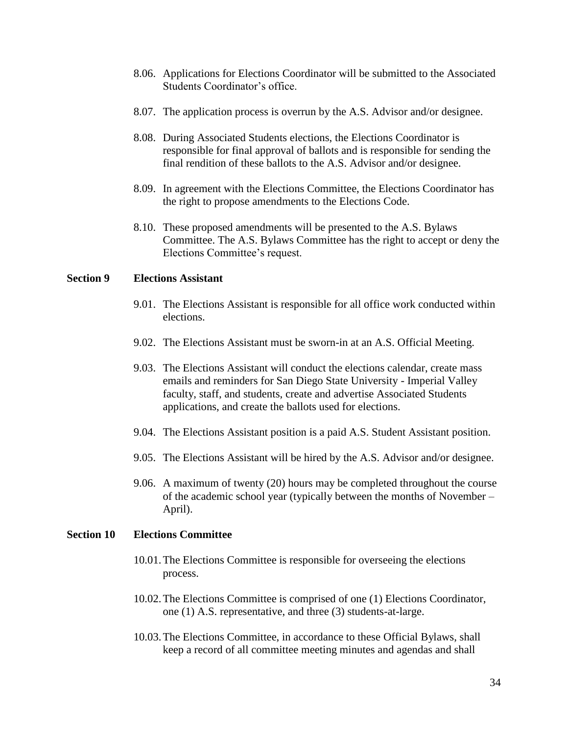8.06. Applications for Elections Coordinator will be submitted to the Associated Students Coordinator's office.

8.07. The application process is overrun by the A.S. Advisor and/or designee.

8.08. During Associated Students elections, the Elections Coordinator is responsible for final approval of ballots and is responsible for sending the final rendition of these ballots to the A.S. Advisor and/or designee.

8.09. In agreement with the Elections Committee, the Elections Coordinator has the right to propose amendments to the Elections Code.

8.10. These proposed amendments will be presented to the A.S. Bylaws Committee. The A.S. Bylaws Committee has the right to accept or deny the Elections Committee's request.

**Section 9 Elections Assistant**

9.01. The Elections Assistant is responsible for all office work conducted within elections.

9.02. The Elections Assistant must be sworn-in at an A.S. Official Meeting.

9.03. The Elections Assistant will conduct the elections calendar, create mass emails and reminders for San Diego State University - Imperial Valley faculty, staff, and students, create and advertise Associated Students applications, and create the ballots used for elections.

9.04. The Elections Assistant position is a paid A.S. Student Assistant position.

9.05. The Elections Assistant will be hired by the A.S. Advisor and/or designee.

9.06. A maximum of twenty (20) hours may be completed throughout the course of the academic school year (typically between the months of November – April).

**Section 10 Elections Committee**

10.01. The Elections Committee is responsible for overseeing the elections process.

10.02. The Elections Committee is comprised of one (1) Elections Coordinator, one (1) A.S. representative, and three (3) students-at-large.

10.03. The Elections Committee, in accordance to these Official Bylaws, shall keep a record of all committee meeting minutes and agendas and shall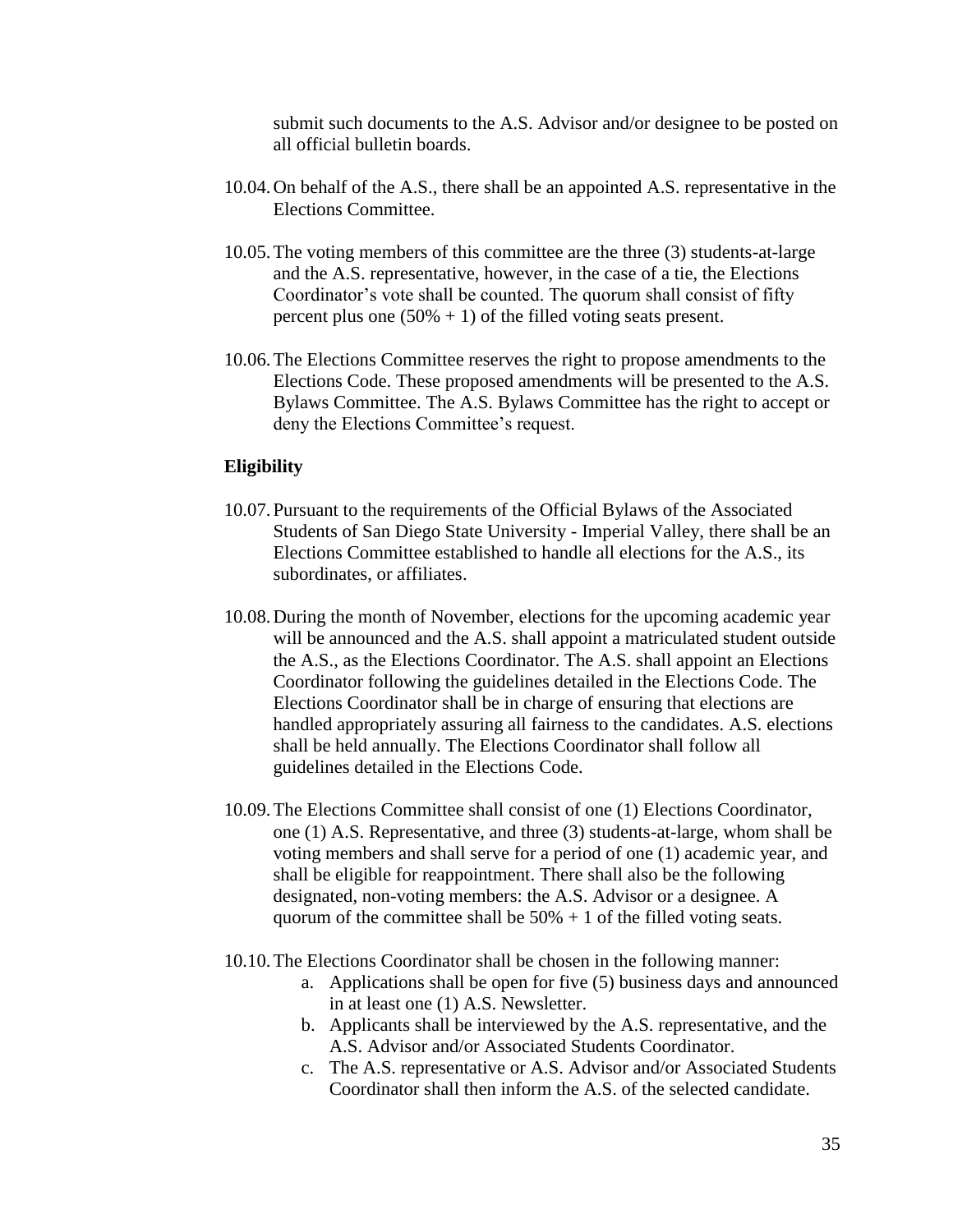submit such documents to the A.S. Advisor and/or designee to be posted on all official bulletin boards.

10.04. On behalf of the A.S., there shall be an appointed A.S. representative in the Elections Committee.

10.05. The voting members of this committee are the three (3) students-at-large and the A.S. representative, however, in the case of a tie, the Elections Coordinator's vote shall be counted. The quorum shall consist of fifty percent plus one (50% + 1) of the filled voting seats present.

10.06. The Elections Committee reserves the right to propose amendments to the Elections Code. These proposed amendments will be presented to the A.S. Bylaws Committee. The A.S. Bylaws Committee has the right to accept or deny the Elections Committee's request.

**Eligibility**

10.07. Pursuant to the requirements of the Official Bylaws of the Associated Students of San Diego State University - Imperial Valley, there shall be an Elections Committee established to handle all elections for the A.S., its subordinates, or affiliates.

10.08. During the month of November, elections for the upcoming academic year will be announced and the A.S. shall appoint a matriculated student outside the A.S., as the Elections Coordinator. The A.S. shall appoint an Elections Coordinator following the guidelines detailed in the Elections Code. The Elections Coordinator shall be in charge of ensuring that elections are handled appropriately assuring all fairness to the candidates. A.S. elections shall be held annually. The Elections Coordinator shall follow all guidelines detailed in the Elections Code.

10.09. The Elections Committee shall consist of one (1) Elections Coordinator, one (1) A.S. Representative, and three (3) students-at-large, whom shall be voting members and shall serve for a period of one (1) academic year, and shall be eligible for reappointment. There shall also be the following designated, non-voting members: the A.S. Advisor or a designee. A quorum of the committee shall be 50% + 1 of the filled voting seats.

10.10. The Elections Coordinator shall be chosen in the following manner:

a. Applications shall be open for five (5) business days and announced in at least one (1) A.S. Newsletter.
b. Applicants shall be interviewed by the A.S. representative, and the A.S. Advisor and/or Associated Students Coordinator.
c. The A.S. representative or A.S. Advisor and/or Associated Students Coordinator shall then inform the A.S. of the selected candidate.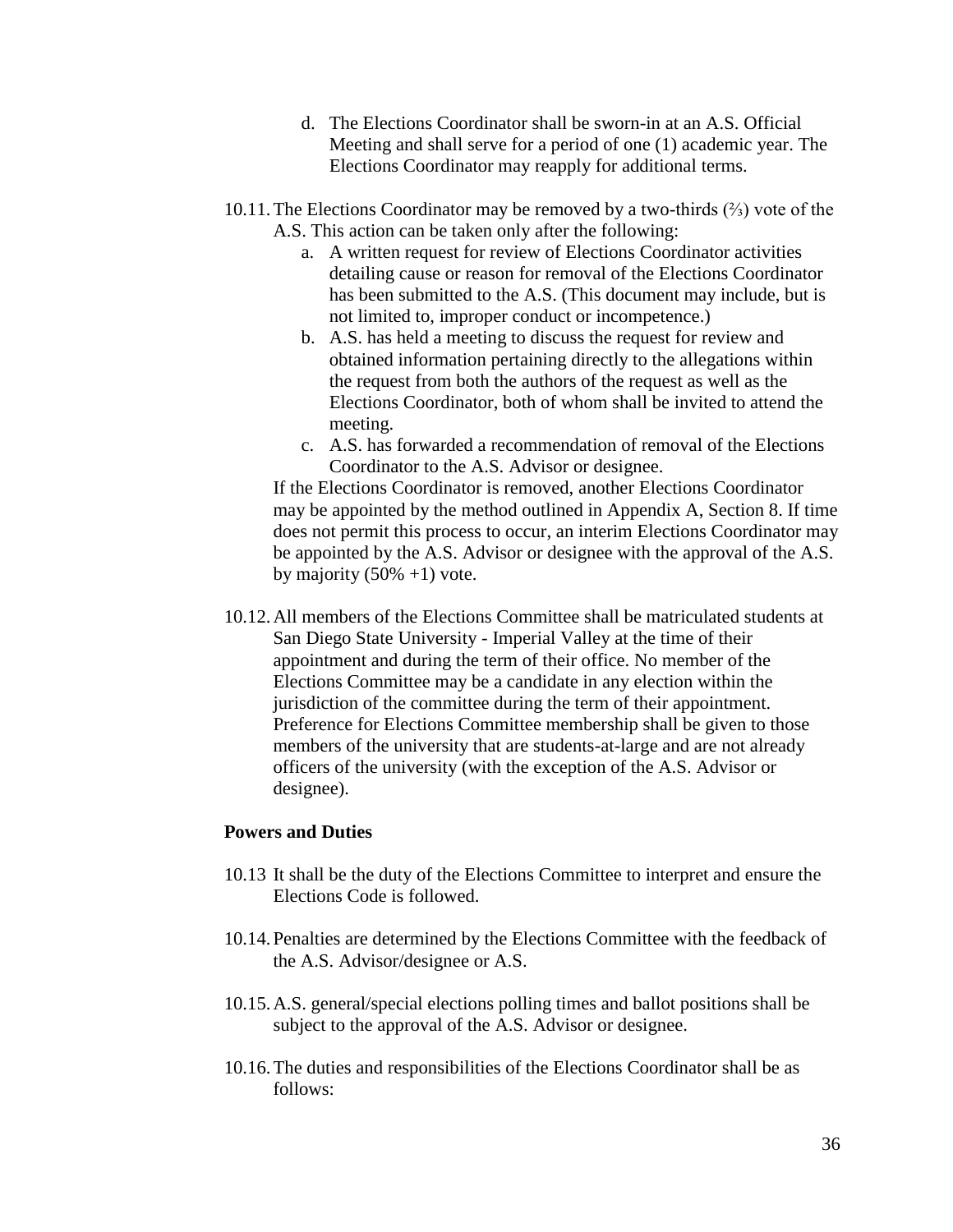d. The Elections Coordinator shall be sworn-in at an A.S. Official Meeting and shall serve for a period of one (1) academic year. The Elections Coordinator may reapply for additional terms.

10.11. The Elections Coordinator may be removed by a two-thirds (⅔) vote of the A.S. This action can be taken only after the following:

a. A written request for review of Elections Coordinator activities detailing cause or reason for removal of the Elections Coordinator has been submitted to the A.S. (This document may include, but is not limited to, improper conduct or incompetence.)
b. A.S. has held a meeting to discuss the request for review and obtained information pertaining directly to the allegations within the request from both the authors of the request as well as the Elections Coordinator, both of whom shall be invited to attend the meeting.
c. A.S. has forwarded a recommendation of removal of the Elections Coordinator to the A.S. Advisor or designee.

If the Elections Coordinator is removed, another Elections Coordinator may be appointed by the method outlined in Appendix A, Section 8. If time does not permit this process to occur, an interim Elections Coordinator may be appointed by the A.S. Advisor or designee with the approval of the A.S. by majority (50% +1) vote.

10.12. All members of the Elections Committee shall be matriculated students at San Diego State University - Imperial Valley at the time of their appointment and during the term of their office. No member of the Elections Committee may be a candidate in any election within the jurisdiction of the committee during the term of their appointment. Preference for Elections Committee membership shall be given to those members of the university that are students-at-large and are not already officers of the university (with the exception of the A.S. Advisor or designee).

**Powers and Duties**

10.13 It shall be the duty of the Elections Committee to interpret and ensure the Elections Code is followed.

10.14. Penalties are determined by the Elections Committee with the feedback of the A.S. Advisor/designee or A.S.

10.15. A.S. general/special elections polling times and ballot positions shall be subject to the approval of the A.S. Advisor or designee.

10.16. The duties and responsibilities of the Elections Coordinator shall be as follows: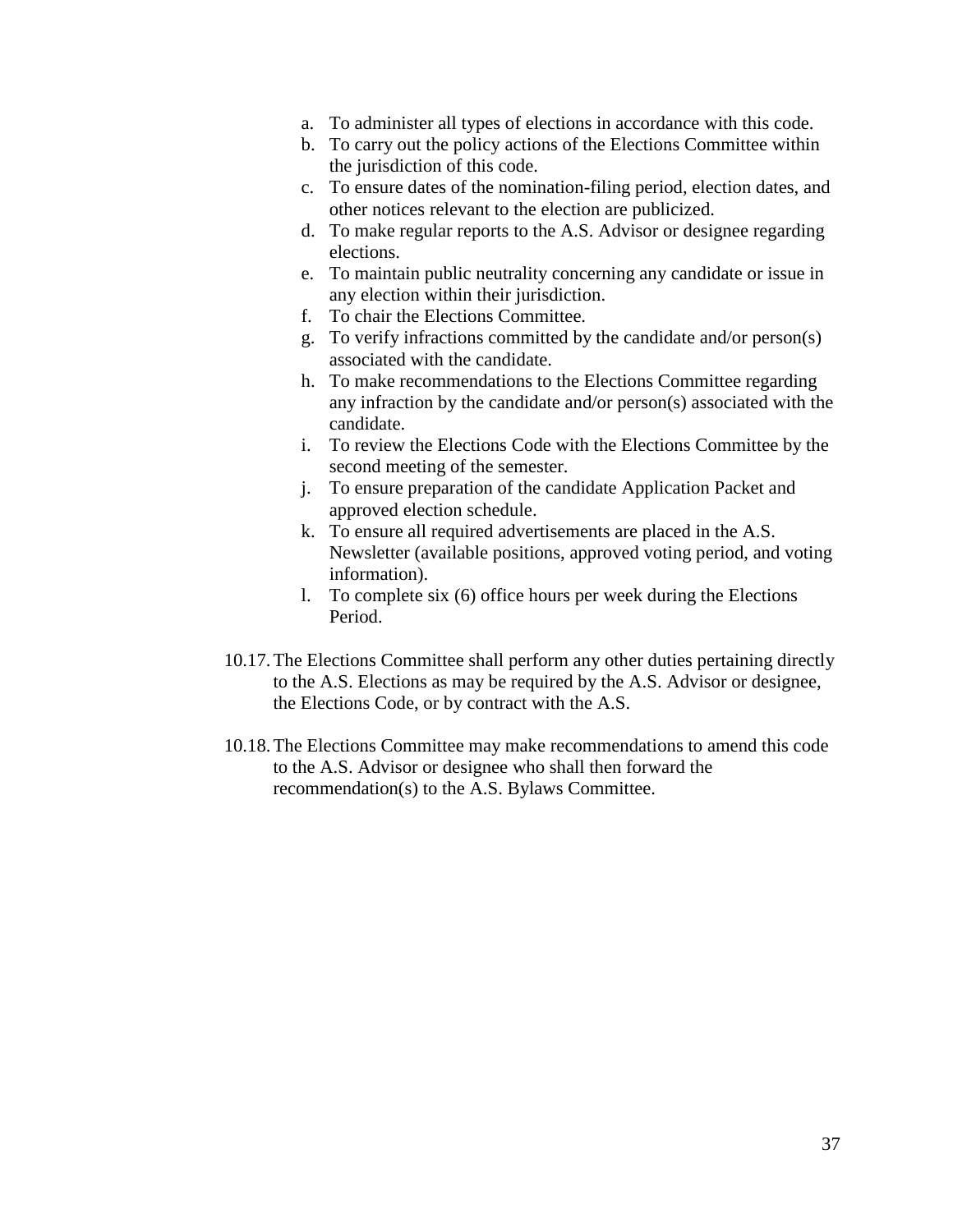a. To administer all types of elections in accordance with this code.
b. To carry out the policy actions of the Elections Committee within the jurisdiction of this code.
c. To ensure dates of the nomination-filing period, election dates, and other notices relevant to the election are publicized.
d. To make regular reports to the A.S. Advisor or designee regarding elections.
e. To maintain public neutrality concerning any candidate or issue in any election within their jurisdiction.
f. To chair the Elections Committee.
g. To verify infractions committed by the candidate and/or person(s) associated with the candidate.
h. To make recommendations to the Elections Committee regarding any infraction by the candidate and/or person(s) associated with the candidate.
i. To review the Elections Code with the Elections Committee by the second meeting of the semester.
j. To ensure preparation of the candidate Application Packet and approved election schedule.
k. To ensure all required advertisements are placed in the A.S. Newsletter (available positions, approved voting period, and voting information).
l. To complete six (6) office hours per week during the Elections Period.

10.17. The Elections Committee shall perform any other duties pertaining directly to the A.S. Elections as may be required by the A.S. Advisor or designee, the Elections Code, or by contract with the A.S.

10.18. The Elections Committee may make recommendations to amend this code to the A.S. Advisor or designee who shall then forward the recommendation(s) to the A.S. Bylaws Committee.